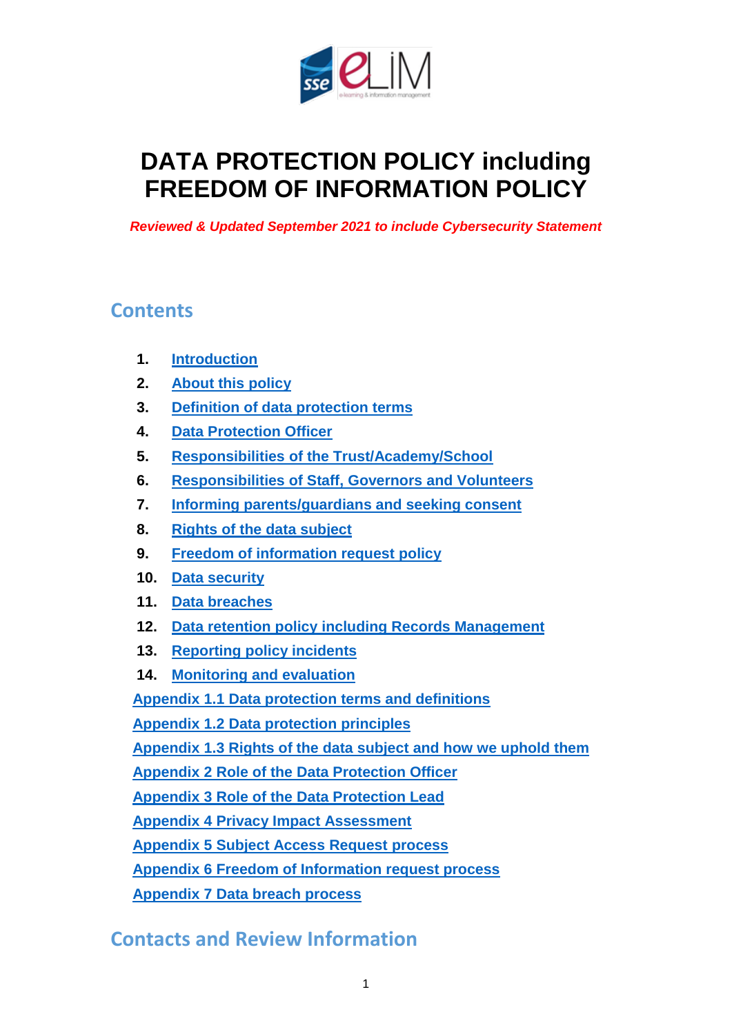# DATA PROTECTION POLICY including FREEDOM OF INFORMATION POLICY

***Reviewed & Updated September 2021 to include Cybersecurity Statement***

## Contents

1. Introduction
2. About this policy
3. Definition of data protection terms
4. Data Protection Officer
5. Responsibilities of the Trust/Academy/School
6. Responsibilities of Staff, Governors and Volunteers
7. Informing parents/guardians and seeking consent
8. Rights of the data subject
9. Freedom of information request policy
10. Data security
11. Data breaches
12. Data retention policy including Records Management
13. Reporting policy incidents
14. Monitoring and evaluation

Appendix 1.1 Data protection terms and definitions

Appendix 1.2 Data protection principles

Appendix 1.3 Rights of the data subject and how we uphold them

Appendix 2 Role of the Data Protection Officer

Appendix 3 Role of the Data Protection Lead

Appendix 4 Privacy Impact Assessment

Appendix 5 Subject Access Request process

Appendix 6 Freedom of Information request process

Appendix 7 Data breach process

## Contacts and Review Information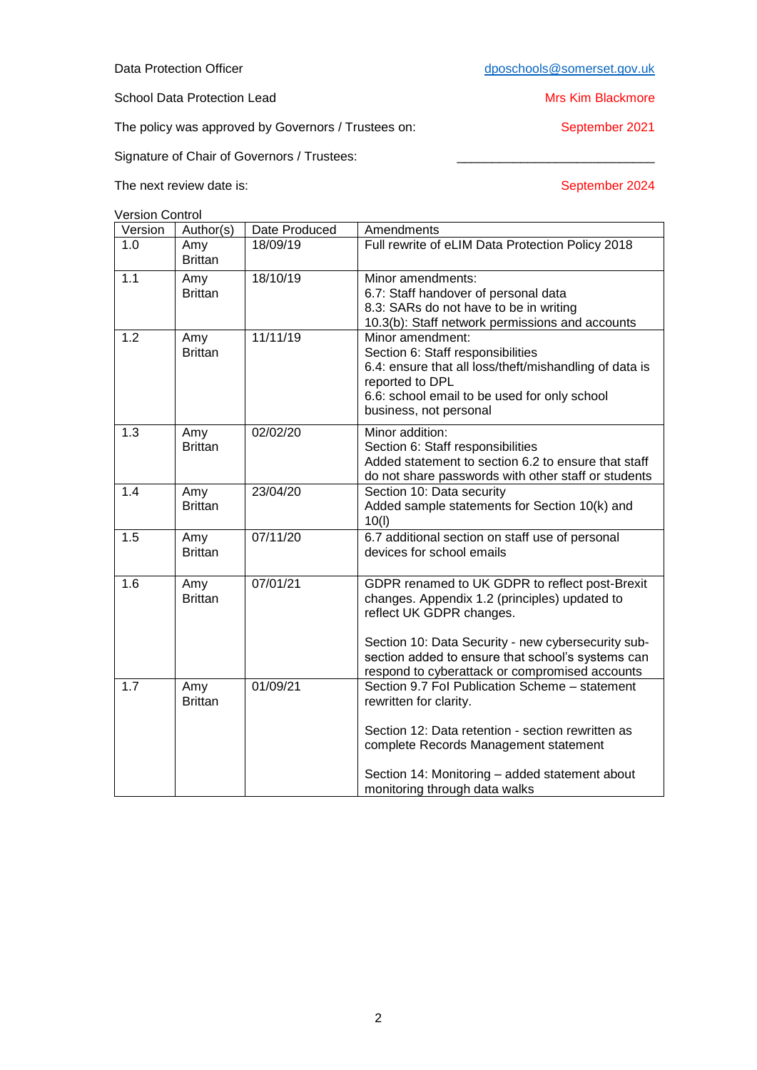Data Protection Officer dposchools@somerset.gov.uk

School Data Protection Lead Mrs Kim Blackmore

The policy was approved by Governors / Trustees on: September 2021

Signature of Chair of Governors / Trustees: ___________________________

The next review date is: September 2024

Version Control

| Version | Author(s) | Date Produced | Amendments |
|---|---|---|---|
| 1.0 | Amy Brittan | 18/09/19 | Full rewrite of eLIM Data Protection Policy 2018 |
| 1.1 | Amy Brittan | 18/10/19 | Minor amendments:<br>6.7: Staff handover of personal data<br>8.3: SARs do not have to be in writing<br>10.3(b): Staff network permissions and accounts |
| 1.2 | Amy Brittan | 11/11/19 | Minor amendment:<br>Section 6: Staff responsibilities<br>6.4: ensure that all loss/theft/mishandling of data is reported to DPL<br>6.6: school email to be used for only school business, not personal |
| 1.3 | Amy Brittan | 02/02/20 | Minor addition:<br>Section 6: Staff responsibilities<br>Added statement to section 6.2 to ensure that staff do not share passwords with other staff or students |
| 1.4 | Amy Brittan | 23/04/20 | Section 10: Data security<br>Added sample statements for Section 10(k) and 10(l) |
| 1.5 | Amy Brittan | 07/11/20 | 6.7 additional section on staff use of personal devices for school emails |
| 1.6 | Amy Brittan | 07/01/21 | GDPR renamed to UK GDPR to reflect post-Brexit changes. Appendix 1.2 (principles) updated to reflect UK GDPR changes.<br><br>Section 10: Data Security - new cybersecurity sub-section added to ensure that school's systems can respond to cyberattack or compromised accounts |
| 1.7 | Amy Brittan | 01/09/21 | Section 9.7 FoI Publication Scheme – statement rewritten for clarity.<br><br>Section 12: Data retention - section rewritten as complete Records Management statement<br><br>Section 14: Monitoring – added statement about monitoring through data walks |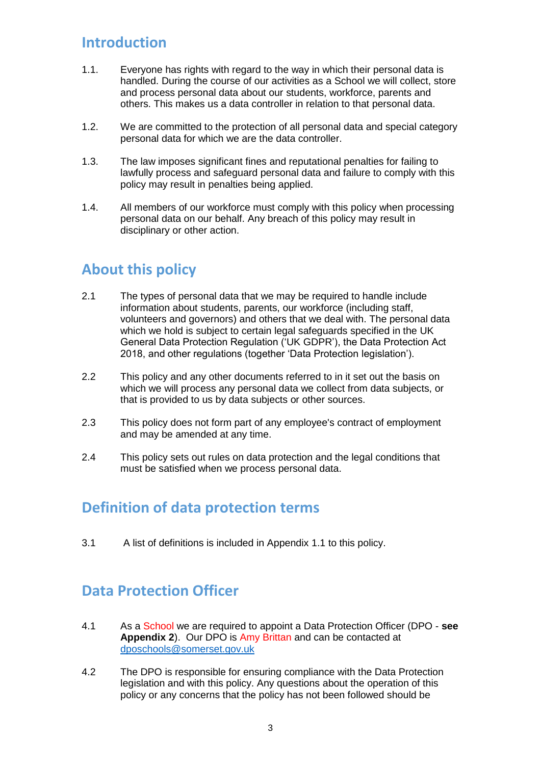## Introduction

1.1. Everyone has rights with regard to the way in which their personal data is handled. During the course of our activities as a School we will collect, store and process personal data about our students, workforce, parents and others. This makes us a data controller in relation to that personal data.

1.2. We are committed to the protection of all personal data and special category personal data for which we are the data controller.

1.3. The law imposes significant fines and reputational penalties for failing to lawfully process and safeguard personal data and failure to comply with this policy may result in penalties being applied.

1.4. All members of our workforce must comply with this policy when processing personal data on our behalf. Any breach of this policy may result in disciplinary or other action.

## About this policy

2.1 The types of personal data that we may be required to handle include information about students, parents, our workforce (including staff, volunteers and governors) and others that we deal with. The personal data which we hold is subject to certain legal safeguards specified in the UK General Data Protection Regulation ('UK GDPR'), the Data Protection Act 2018, and other regulations (together 'Data Protection legislation').

2.2 This policy and any other documents referred to in it set out the basis on which we will process any personal data we collect from data subjects, or that is provided to us by data subjects or other sources.

2.3 This policy does not form part of any employee's contract of employment and may be amended at any time.

2.4 This policy sets out rules on data protection and the legal conditions that must be satisfied when we process personal data.

## Definition of data protection terms

3.1 A list of definitions is included in Appendix 1.1 to this policy.

## Data Protection Officer

4.1 As a School we are required to appoint a Data Protection Officer (DPO - **see Appendix 2**). Our DPO is Amy Brittan and can be contacted at dposchools@somerset.gov.uk

4.2 The DPO is responsible for ensuring compliance with the Data Protection legislation and with this policy. Any questions about the operation of this policy or any concerns that the policy has not been followed should be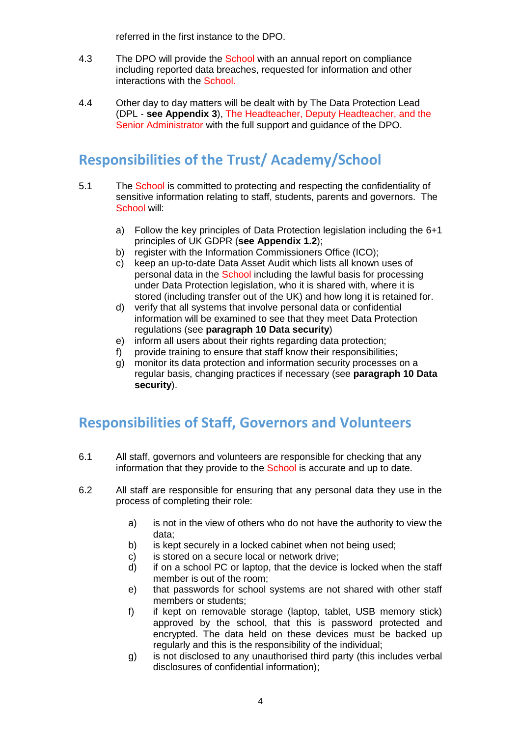referred in the first instance to the DPO.

4.3 The DPO will provide the School with an annual report on compliance including reported data breaches, requested for information and other interactions with the School.

4.4 Other day to day matters will be dealt with by The Data Protection Lead (DPL - **see Appendix 3**), The Headteacher, Deputy Headteacher, and the Senior Administrator with the full support and guidance of the DPO.

## Responsibilities of the Trust/ Academy/School

5.1 The School is committed to protecting and respecting the confidentiality of sensitive information relating to staff, students, parents and governors. The School will:

a) Follow the key principles of Data Protection legislation including the 6+1 principles of UK GDPR (**see Appendix 1.2**);
b) register with the Information Commissioners Office (ICO);
c) keep an up-to-date Data Asset Audit which lists all known uses of personal data in the School including the lawful basis for processing under Data Protection legislation, who it is shared with, where it is stored (including transfer out of the UK) and how long it is retained for.
d) verify that all systems that involve personal data or confidential information will be examined to see that they meet Data Protection regulations (see **paragraph 10 Data security**)
e) inform all users about their rights regarding data protection;
f) provide training to ensure that staff know their responsibilities;
g) monitor its data protection and information security processes on a regular basis, changing practices if necessary (see **paragraph 10 Data security**).

## Responsibilities of Staff, Governors and Volunteers

6.1 All staff, governors and volunteers are responsible for checking that any information that they provide to the School is accurate and up to date.

6.2 All staff are responsible for ensuring that any personal data they use in the process of completing their role:

a) is not in the view of others who do not have the authority to view the data;
b) is kept securely in a locked cabinet when not being used;
c) is stored on a secure local or network drive;
d) if on a school PC or laptop, that the device is locked when the staff member is out of the room;
e) that passwords for school systems are not shared with other staff members or students;
f) if kept on removable storage (laptop, tablet, USB memory stick) approved by the school, that this is password protected and encrypted. The data held on these devices must be backed up regularly and this is the responsibility of the individual;
g) is not disclosed to any unauthorised third party (this includes verbal disclosures of confidential information);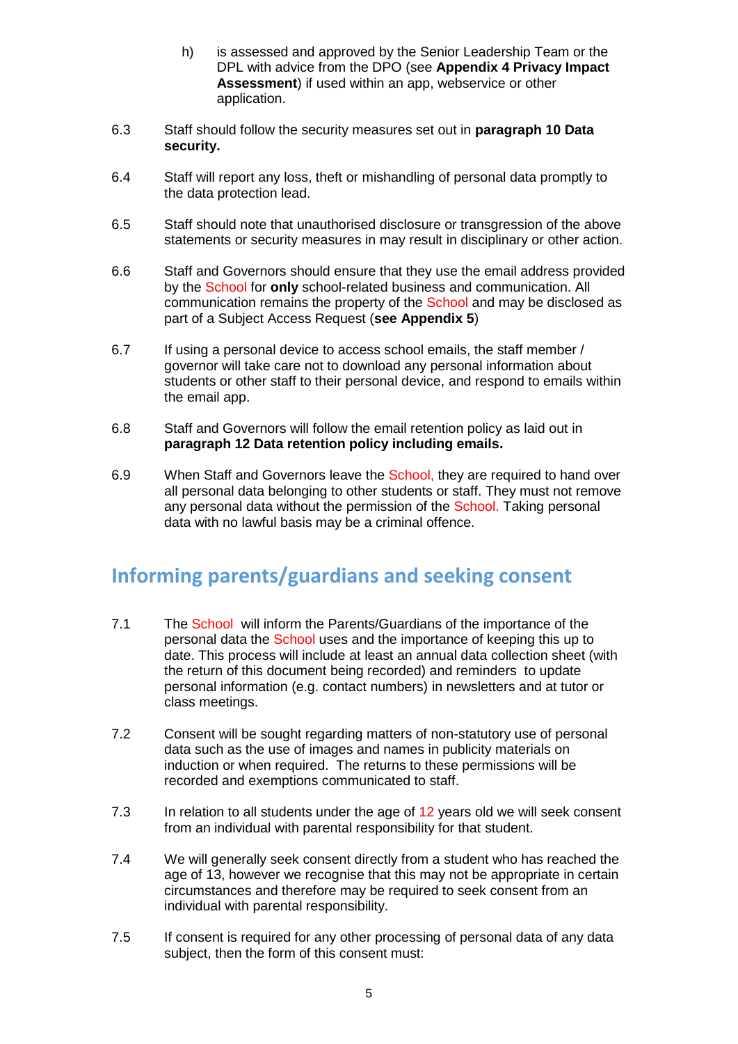h) is assessed and approved by the Senior Leadership Team or the DPL with advice from the DPO (see **Appendix 4 Privacy Impact Assessment**) if used within an app, webservice or other application.

6.3 Staff should follow the security measures set out in **paragraph 10 Data security.**

6.4 Staff will report any loss, theft or mishandling of personal data promptly to the data protection lead.

6.5 Staff should note that unauthorised disclosure or transgression of the above statements or security measures in may result in disciplinary or other action.

6.6 Staff and Governors should ensure that they use the email address provided by the School for **only** school-related business and communication. All communication remains the property of the School and may be disclosed as part of a Subject Access Request (**see Appendix 5**)

6.7 If using a personal device to access school emails, the staff member / governor will take care not to download any personal information about students or other staff to their personal device, and respond to emails within the email app.

6.8 Staff and Governors will follow the email retention policy as laid out in **paragraph 12 Data retention policy including emails.**

6.9 When Staff and Governors leave the School, they are required to hand over all personal data belonging to other students or staff. They must not remove any personal data without the permission of the School. Taking personal data with no lawful basis may be a criminal offence.

## Informing parents/guardians and seeking consent

7.1 The School will inform the Parents/Guardians of the importance of the personal data the School uses and the importance of keeping this up to date. This process will include at least an annual data collection sheet (with the return of this document being recorded) and reminders to update personal information (e.g. contact numbers) in newsletters and at tutor or class meetings.

7.2 Consent will be sought regarding matters of non-statutory use of personal data such as the use of images and names in publicity materials on induction or when required. The returns to these permissions will be recorded and exemptions communicated to staff.

7.3 In relation to all students under the age of 12 years old we will seek consent from an individual with parental responsibility for that student.

7.4 We will generally seek consent directly from a student who has reached the age of 13, however we recognise that this may not be appropriate in certain circumstances and therefore may be required to seek consent from an individual with parental responsibility.

7.5 If consent is required for any other processing of personal data of any data subject, then the form of this consent must: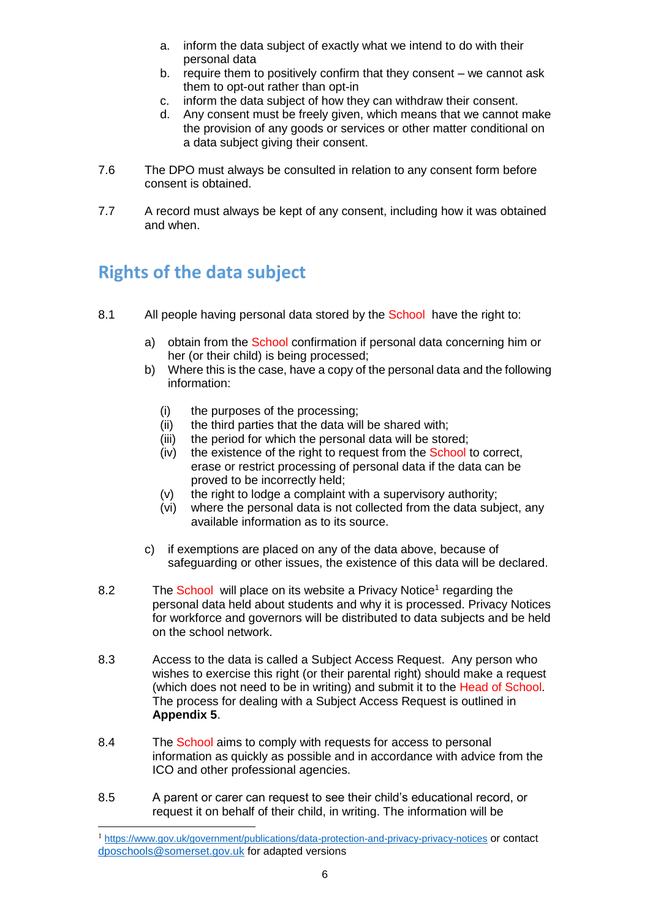a. inform the data subject of exactly what we intend to do with their personal data
b. require them to positively confirm that they consent – we cannot ask them to opt-out rather than opt-in
c. inform the data subject of how they can withdraw their consent.
d. Any consent must be freely given, which means that we cannot make the provision of any goods or services or other matter conditional on a data subject giving their consent.

7.6 The DPO must always be consulted in relation to any consent form before consent is obtained.

7.7 A record must always be kept of any consent, including how it was obtained and when.

## Rights of the data subject

8.1 All people having personal data stored by the School have the right to:

a) obtain from the School confirmation if personal data concerning him or her (or their child) is being processed;
b) Where this is the case, have a copy of the personal data and the following information:

   (i) the purposes of the processing;
   (ii) the third parties that the data will be shared with;
   (iii) the period for which the personal data will be stored;
   (iv) the existence of the right to request from the School to correct, erase or restrict processing of personal data if the data can be proved to be incorrectly held;
   (v) the right to lodge a complaint with a supervisory authority;
   (vi) where the personal data is not collected from the data subject, any available information as to its source.

c) if exemptions are placed on any of the data above, because of safeguarding or other issues, the existence of this data will be declared.

8.2 The School will place on its website a Privacy Notice[1] regarding the personal data held about students and why it is processed. Privacy Notices for workforce and governors will be distributed to data subjects and be held on the school network.

8.3 Access to the data is called a Subject Access Request. Any person who wishes to exercise this right (or their parental right) should make a request (which does not need to be in writing) and submit it to the Head of School. The process for dealing with a Subject Access Request is outlined in **Appendix 5**.

8.4 The School aims to comply with requests for access to personal information as quickly as possible and in accordance with advice from the ICO and other professional agencies.

8.5 A parent or carer can request to see their child's educational record, or request it on behalf of their child, in writing. The information will be

[1] https://www.gov.uk/government/publications/data-protection-and-privacy-privacy-notices or contact dposchools@somerset.gov.uk for adapted versions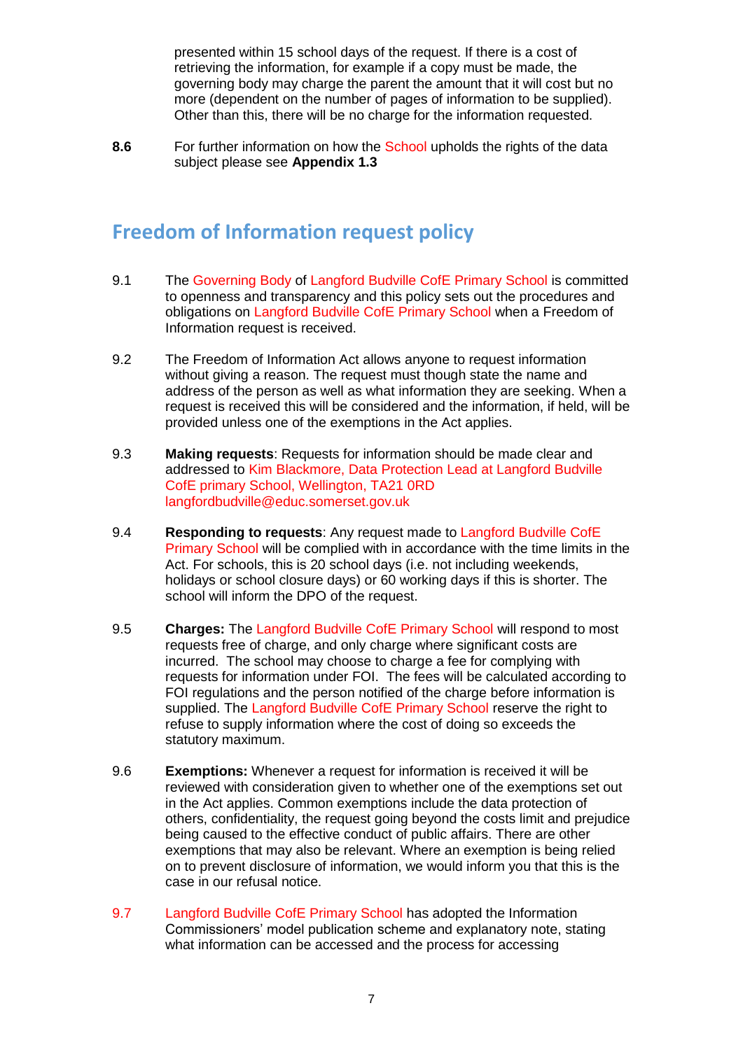presented within 15 school days of the request. If there is a cost of retrieving the information, for example if a copy must be made, the governing body may charge the parent the amount that it will cost but no more (dependent on the number of pages of information to be supplied). Other than this, there will be no charge for the information requested.

**8.6** For further information on how the School upholds the rights of the data subject please see **Appendix 1.3**

## Freedom of Information request policy

9.1 The Governing Body of Langford Budville CofE Primary School is committed to openness and transparency and this policy sets out the procedures and obligations on Langford Budville CofE Primary School when a Freedom of Information request is received.

9.2 The Freedom of Information Act allows anyone to request information without giving a reason. The request must though state the name and address of the person as well as what information they are seeking. When a request is received this will be considered and the information, if held, will be provided unless one of the exemptions in the Act applies.

9.3 **Making requests**: Requests for information should be made clear and addressed to Kim Blackmore, Data Protection Lead at Langford Budville CofE primary School, Wellington, TA21 0RD langfordbudville@educ.somerset.gov.uk

9.4 **Responding to requests**: Any request made to Langford Budville CofE Primary School will be complied with in accordance with the time limits in the Act. For schools, this is 20 school days (i.e. not including weekends, holidays or school closure days) or 60 working days if this is shorter. The school will inform the DPO of the request.

9.5 **Charges:** The Langford Budville CofE Primary School will respond to most requests free of charge, and only charge where significant costs are incurred. The school may choose to charge a fee for complying with requests for information under FOI. The fees will be calculated according to FOI regulations and the person notified of the charge before information is supplied. The Langford Budville CofE Primary School reserve the right to refuse to supply information where the cost of doing so exceeds the statutory maximum.

9.6 **Exemptions:** Whenever a request for information is received it will be reviewed with consideration given to whether one of the exemptions set out in the Act applies. Common exemptions include the data protection of others, confidentiality, the request going beyond the costs limit and prejudice being caused to the effective conduct of public affairs. There are other exemptions that may also be relevant. Where an exemption is being relied on to prevent disclosure of information, we would inform you that this is the case in our refusal notice.

9.7 Langford Budville CofE Primary School has adopted the Information Commissioners' model publication scheme and explanatory note, stating what information can be accessed and the process for accessing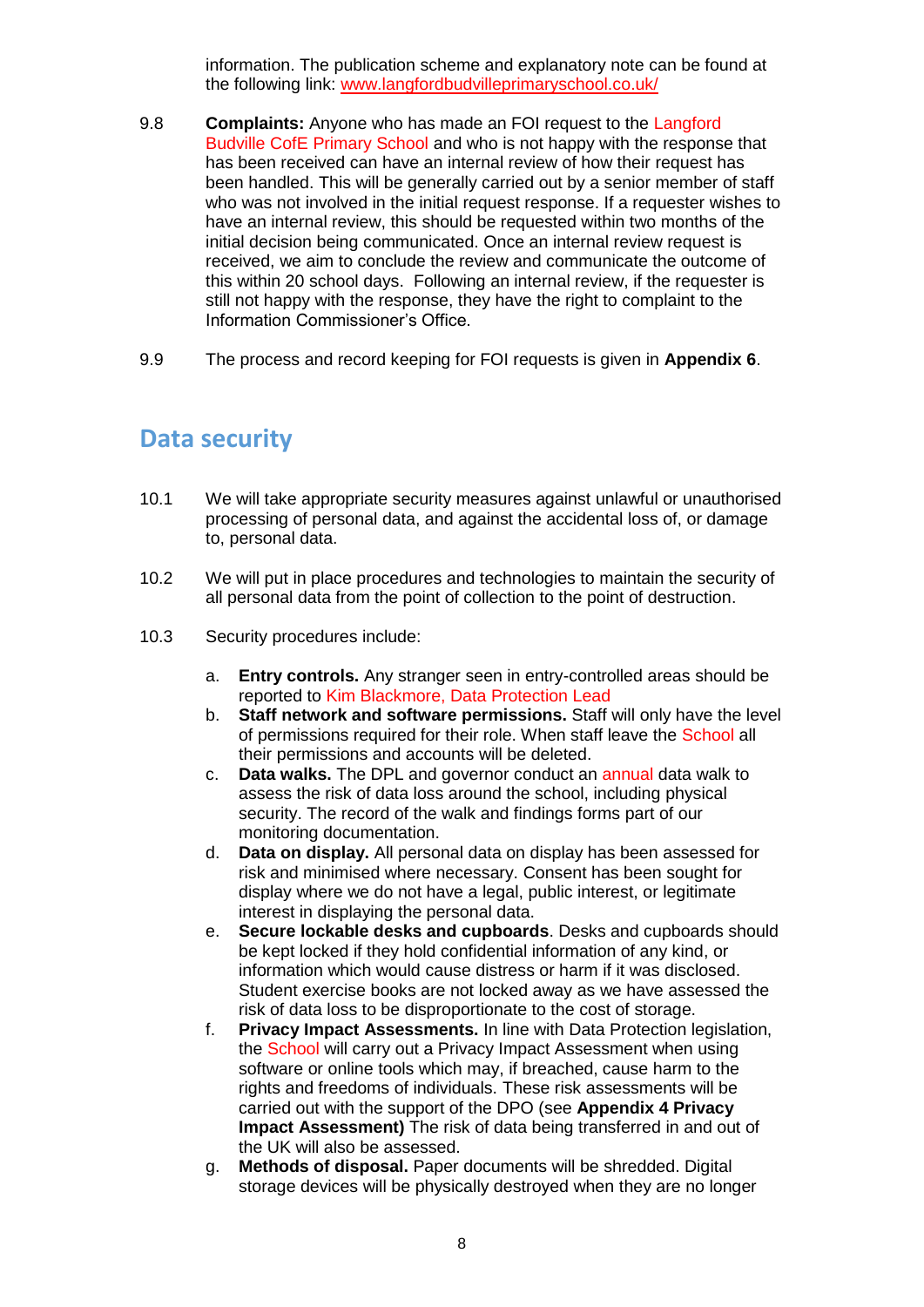information. The publication scheme and explanatory note can be found at the following link: www.langfordbudvilleprimaryschool.co.uk/

9.8 **Complaints:** Anyone who has made an FOI request to the Langford Budville CofE Primary School and who is not happy with the response that has been received can have an internal review of how their request has been handled. This will be generally carried out by a senior member of staff who was not involved in the initial request response. If a requester wishes to have an internal review, this should be requested within two months of the initial decision being communicated. Once an internal review request is received, we aim to conclude the review and communicate the outcome of this within 20 school days. Following an internal review, if the requester is still not happy with the response, they have the right to complaint to the Information Commissioner's Office.

9.9 The process and record keeping for FOI requests is given in **Appendix 6**.

## Data security

10.1 We will take appropriate security measures against unlawful or unauthorised processing of personal data, and against the accidental loss of, or damage to, personal data.

10.2 We will put in place procedures and technologies to maintain the security of all personal data from the point of collection to the point of destruction.

10.3 Security procedures include:

a. **Entry controls.** Any stranger seen in entry-controlled areas should be reported to Kim Blackmore, Data Protection Lead
b. **Staff network and software permissions.** Staff will only have the level of permissions required for their role. When staff leave the School all their permissions and accounts will be deleted.
c. **Data walks.** The DPL and governor conduct an annual data walk to assess the risk of data loss around the school, including physical security. The record of the walk and findings forms part of our monitoring documentation.
d. **Data on display.** All personal data on display has been assessed for risk and minimised where necessary. Consent has been sought for display where we do not have a legal, public interest, or legitimate interest in displaying the personal data.
e. **Secure lockable desks and cupboards**. Desks and cupboards should be kept locked if they hold confidential information of any kind, or information which would cause distress or harm if it was disclosed. Student exercise books are not locked away as we have assessed the risk of data loss to be disproportionate to the cost of storage.
f. **Privacy Impact Assessments.** In line with Data Protection legislation, the School will carry out a Privacy Impact Assessment when using software or online tools which may, if breached, cause harm to the rights and freedoms of individuals. These risk assessments will be carried out with the support of the DPO (see **Appendix 4 Privacy Impact Assessment)** The risk of data being transferred in and out of the UK will also be assessed.
g. **Methods of disposal.** Paper documents will be shredded. Digital storage devices will be physically destroyed when they are no longer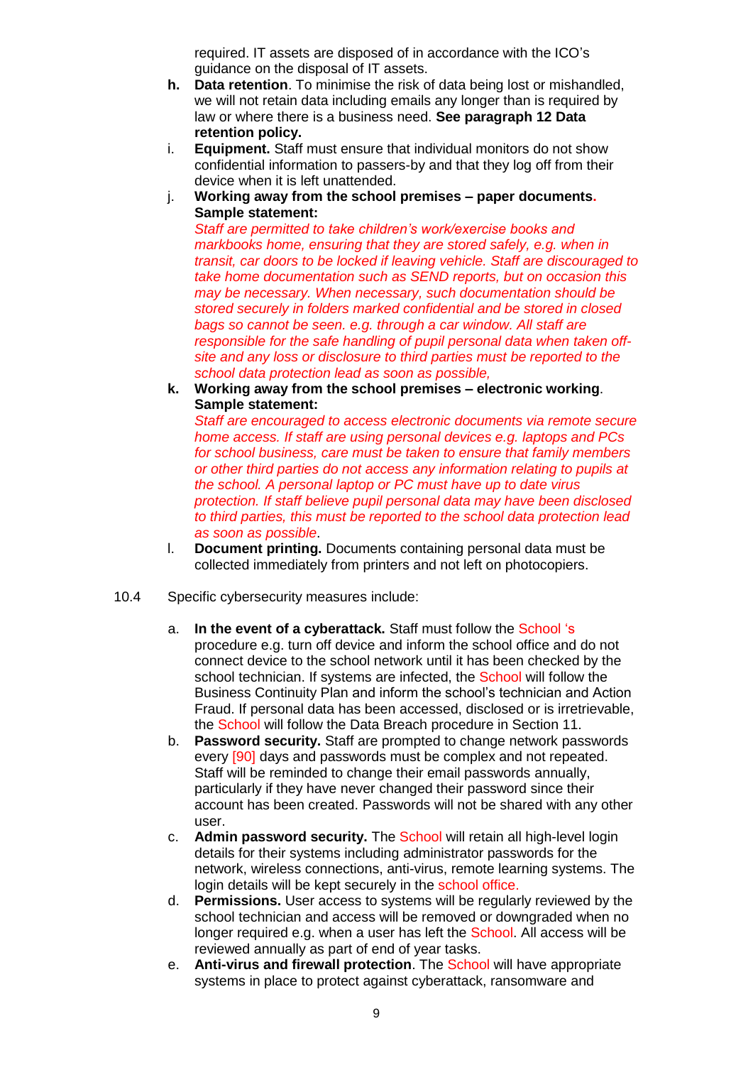required. IT assets are disposed of in accordance with the ICO's guidance on the disposal of IT assets.

h. **Data retention**. To minimise the risk of data being lost or mishandled, we will not retain data including emails any longer than is required by law or where there is a business need. **See paragraph 12 Data retention policy.**

i. **Equipment.** Staff must ensure that individual monitors do not show confidential information to passers-by and that they log off from their device when it is left unattended.

j. **Working away from the school premises – paper documents. Sample statement:**
*Staff are permitted to take children's work/exercise books and markbooks home, ensuring that they are stored safely, e.g. when in transit, car doors to be locked if leaving vehicle. Staff are discouraged to take home documentation such as SEND reports, but on occasion this may be necessary. When necessary, such documentation should be stored securely in folders marked confidential and be stored in closed bags so cannot be seen. e.g. through a car window. All staff are responsible for the safe handling of pupil personal data when taken off-site and any loss or disclosure to third parties must be reported to the school data protection lead as soon as possible,*

k. **Working away from the school premises – electronic working**. **Sample statement:**
*Staff are encouraged to access electronic documents via remote secure home access. If staff are using personal devices e.g. laptops and PCs for school business, care must be taken to ensure that family members or other third parties do not access any information relating to pupils at the school. A personal laptop or PC must have up to date virus protection. If staff believe pupil personal data may have been disclosed to third parties, this must be reported to the school data protection lead as soon as possible.*

l. **Document printing.** Documents containing personal data must be collected immediately from printers and not left on photocopiers.

10.4 Specific cybersecurity measures include:

a. **In the event of a cyberattack.** Staff must follow the School 's procedure e.g. turn off device and inform the school office and do not connect device to the school network until it has been checked by the school technician. If systems are infected, the School will follow the Business Continuity Plan and inform the school's technician and Action Fraud. If personal data has been accessed, disclosed or is irretrievable, the School will follow the Data Breach procedure in Section 11.

b. **Password security.** Staff are prompted to change network passwords every [90] days and passwords must be complex and not repeated. Staff will be reminded to change their email passwords annually, particularly if they have never changed their password since their account has been created. Passwords will not be shared with any other user.

c. **Admin password security.** The School will retain all high-level login details for their systems including administrator passwords for the network, wireless connections, anti-virus, remote learning systems. The login details will be kept securely in the school office.

d. **Permissions.** User access to systems will be regularly reviewed by the school technician and access will be removed or downgraded when no longer required e.g. when a user has left the School. All access will be reviewed annually as part of end of year tasks.

e. **Anti-virus and firewall protection**. The School will have appropriate systems in place to protect against cyberattack, ransomware and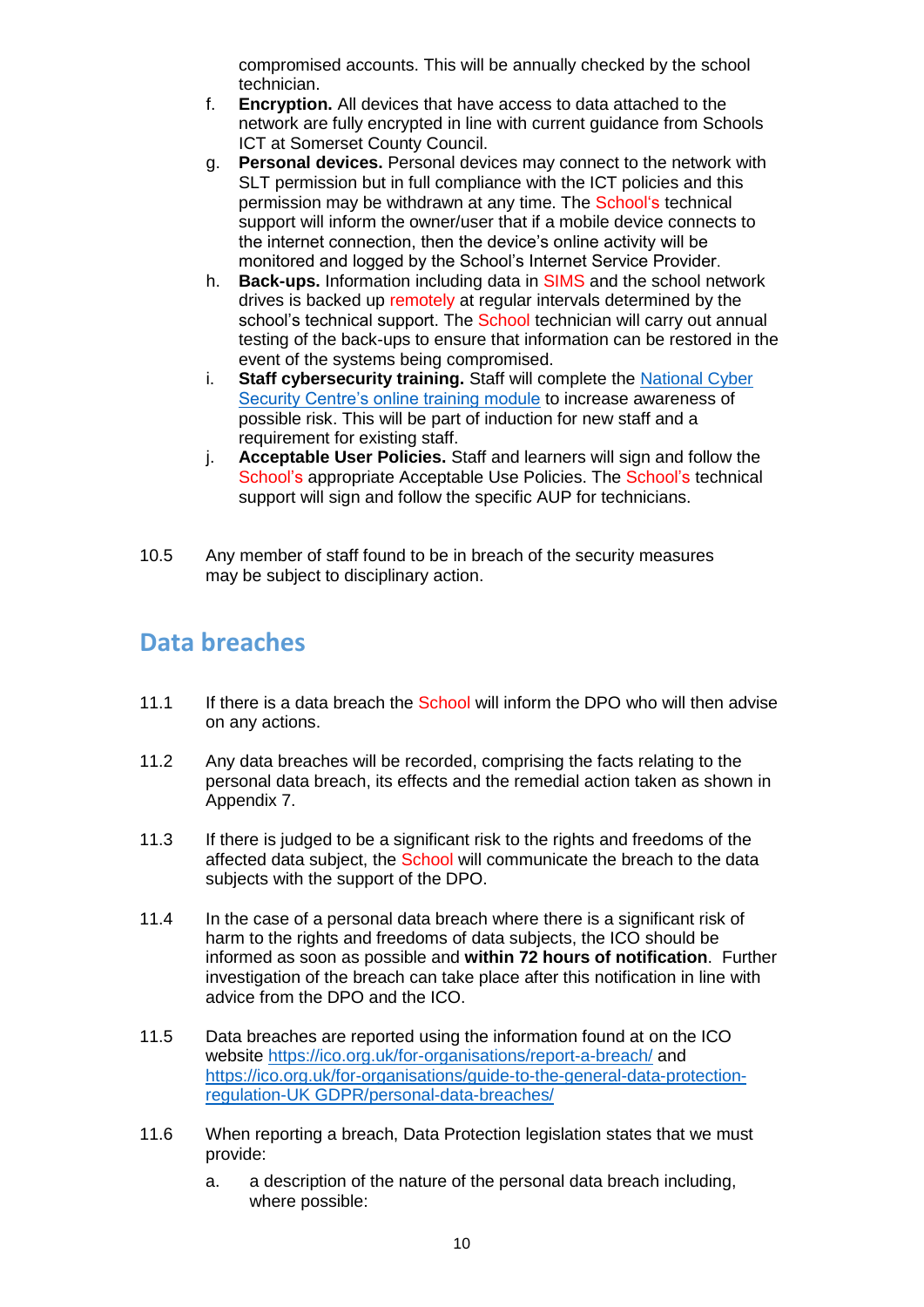compromised accounts. This will be annually checked by the school technician.

f. **Encryption.** All devices that have access to data attached to the network are fully encrypted in line with current guidance from Schools ICT at Somerset County Council.

g. **Personal devices.** Personal devices may connect to the network with SLT permission but in full compliance with the ICT policies and this permission may be withdrawn at any time. The School's technical support will inform the owner/user that if a mobile device connects to the internet connection, then the device's online activity will be monitored and logged by the School's Internet Service Provider.

h. **Back-ups.** Information including data in SIMS and the school network drives is backed up remotely at regular intervals determined by the school's technical support. The School technician will carry out annual testing of the back-ups to ensure that information can be restored in the event of the systems being compromised.

i. **Staff cybersecurity training.** Staff will complete the [National Cyber Security Centre's online training module]() to increase awareness of possible risk. This will be part of induction for new staff and a requirement for existing staff.

j. **Acceptable User Policies.** Staff and learners will sign and follow the School's appropriate Acceptable Use Policies. The School's technical support will sign and follow the specific AUP for technicians.

10.5 Any member of staff found to be in breach of the security measures may be subject to disciplinary action.

## Data breaches

11.1 If there is a data breach the School will inform the DPO who will then advise on any actions.

11.2 Any data breaches will be recorded, comprising the facts relating to the personal data breach, its effects and the remedial action taken as shown in Appendix 7.

11.3 If there is judged to be a significant risk to the rights and freedoms of the affected data subject, the School will communicate the breach to the data subjects with the support of the DPO.

11.4 In the case of a personal data breach where there is a significant risk of harm to the rights and freedoms of data subjects, the ICO should be informed as soon as possible and **within 72 hours of notification**. Further investigation of the breach can take place after this notification in line with advice from the DPO and the ICO.

11.5 Data breaches are reported using the information found at on the ICO website https://ico.org.uk/for-organisations/report-a-breach/ and https://ico.org.uk/for-organisations/guide-to-the-general-data-protection-regulation-UK GDPR/personal-data-breaches/

11.6 When reporting a breach, Data Protection legislation states that we must provide:

a. a description of the nature of the personal data breach including, where possible: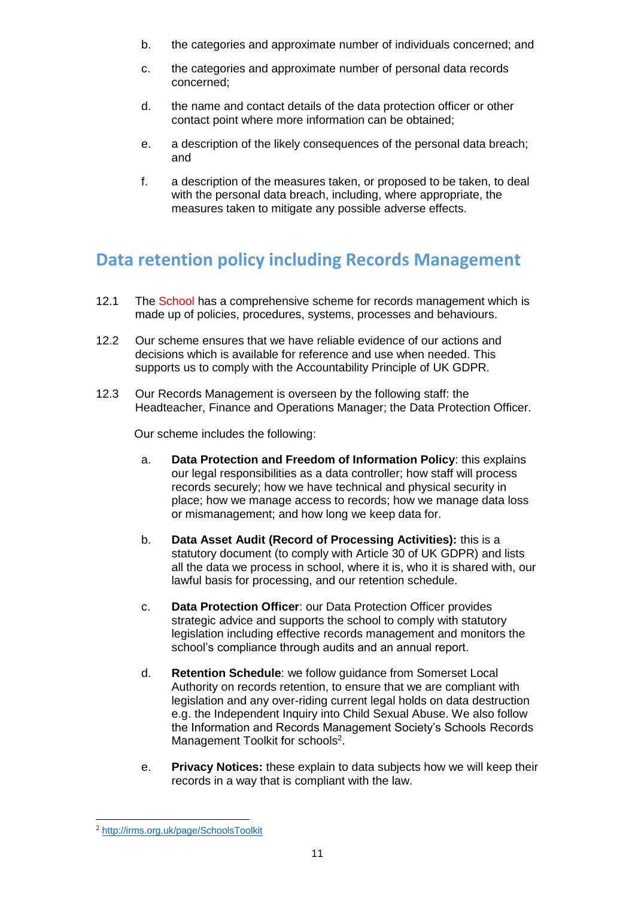b. the categories and approximate number of individuals concerned; and

c. the categories and approximate number of personal data records concerned;

d. the name and contact details of the data protection officer or other contact point where more information can be obtained;

e. a description of the likely consequences of the personal data breach; and

f. a description of the measures taken, or proposed to be taken, to deal with the personal data breach, including, where appropriate, the measures taken to mitigate any possible adverse effects.

## Data retention policy including Records Management

12.1 The School has a comprehensive scheme for records management which is made up of policies, procedures, systems, processes and behaviours.

12.2 Our scheme ensures that we have reliable evidence of our actions and decisions which is available for reference and use when needed. This supports us to comply with the Accountability Principle of UK GDPR.

12.3 Our Records Management is overseen by the following staff: the Headteacher, Finance and Operations Manager; the Data Protection Officer.

Our scheme includes the following:

a. **Data Protection and Freedom of Information Policy**: this explains our legal responsibilities as a data controller; how staff will process records securely; how we have technical and physical security in place; how we manage access to records; how we manage data loss or mismanagement; and how long we keep data for.

b. **Data Asset Audit (Record of Processing Activities):** this is a statutory document (to comply with Article 30 of UK GDPR) and lists all the data we process in school, where it is, who it is shared with, our lawful basis for processing, and our retention schedule.

c. **Data Protection Officer**: our Data Protection Officer provides strategic advice and supports the school to comply with statutory legislation including effective records management and monitors the school's compliance through audits and an annual report.

d. **Retention Schedule**: we follow guidance from Somerset Local Authority on records retention, to ensure that we are compliant with legislation and any over-riding current legal holds on data destruction e.g. the Independent Inquiry into Child Sexual Abuse. We also follow the Information and Records Management Society's Schools Records Management Toolkit for schools[2].

e. **Privacy Notices:** these explain to data subjects how we will keep their records in a way that is compliant with the law.

---

[2] http://irms.org.uk/page/SchoolsToolkit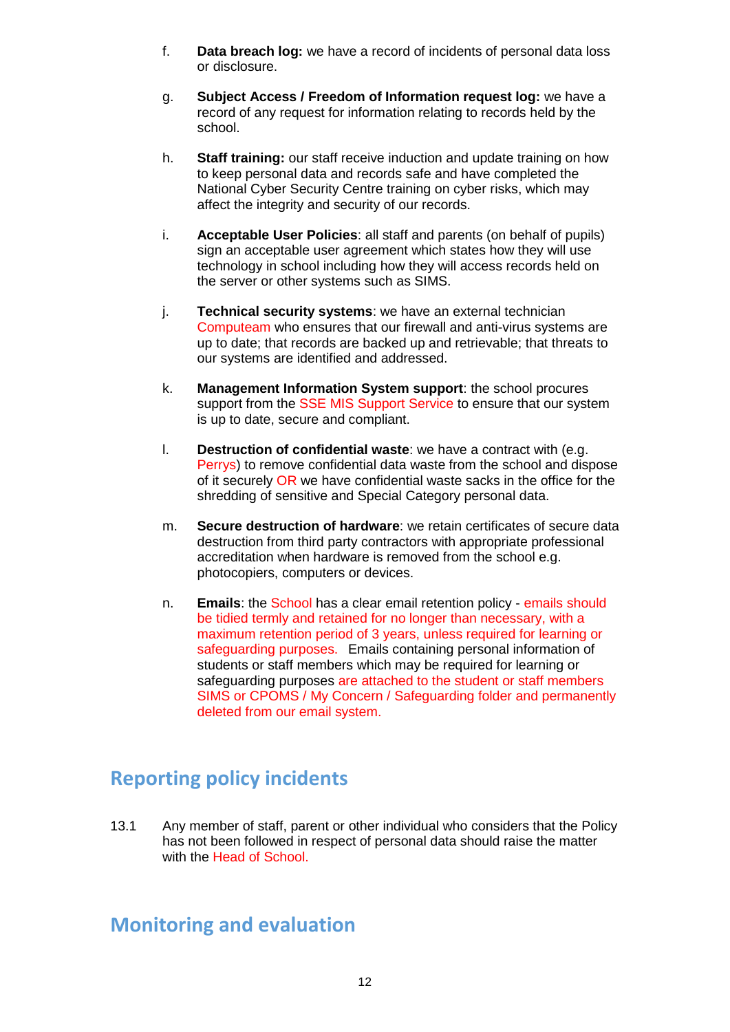f. **Data breach log:** we have a record of incidents of personal data loss or disclosure.

g. **Subject Access / Freedom of Information request log:** we have a record of any request for information relating to records held by the school.

h. **Staff training:** our staff receive induction and update training on how to keep personal data and records safe and have completed the National Cyber Security Centre training on cyber risks, which may affect the integrity and security of our records.

i. **Acceptable User Policies**: all staff and parents (on behalf of pupils) sign an acceptable user agreement which states how they will use technology in school including how they will access records held on the server or other systems such as SIMS.

j. **Technical security systems**: we have an external technician Computeam who ensures that our firewall and anti-virus systems are up to date; that records are backed up and retrievable; that threats to our systems are identified and addressed.

k. **Management Information System support**: the school procures support from the SSE MIS Support Service to ensure that our system is up to date, secure and compliant.

l. **Destruction of confidential waste**: we have a contract with (e.g. Perrys) to remove confidential data waste from the school and dispose of it securely OR we have confidential waste sacks in the office for the shredding of sensitive and Special Category personal data.

m. **Secure destruction of hardware**: we retain certificates of secure data destruction from third party contractors with appropriate professional accreditation when hardware is removed from the school e.g. photocopiers, computers or devices.

n. **Emails**: the School has a clear email retention policy - emails should be tidied termly and retained for no longer than necessary, with a maximum retention period of 3 years, unless required for learning or safeguarding purposes. Emails containing personal information of students or staff members which may be required for learning or safeguarding purposes are attached to the student or staff members SIMS or CPOMS / My Concern / Safeguarding folder and permanently deleted from our email system.

## Reporting policy incidents

13.1 Any member of staff, parent or other individual who considers that the Policy has not been followed in respect of personal data should raise the matter with the Head of School.

## Monitoring and evaluation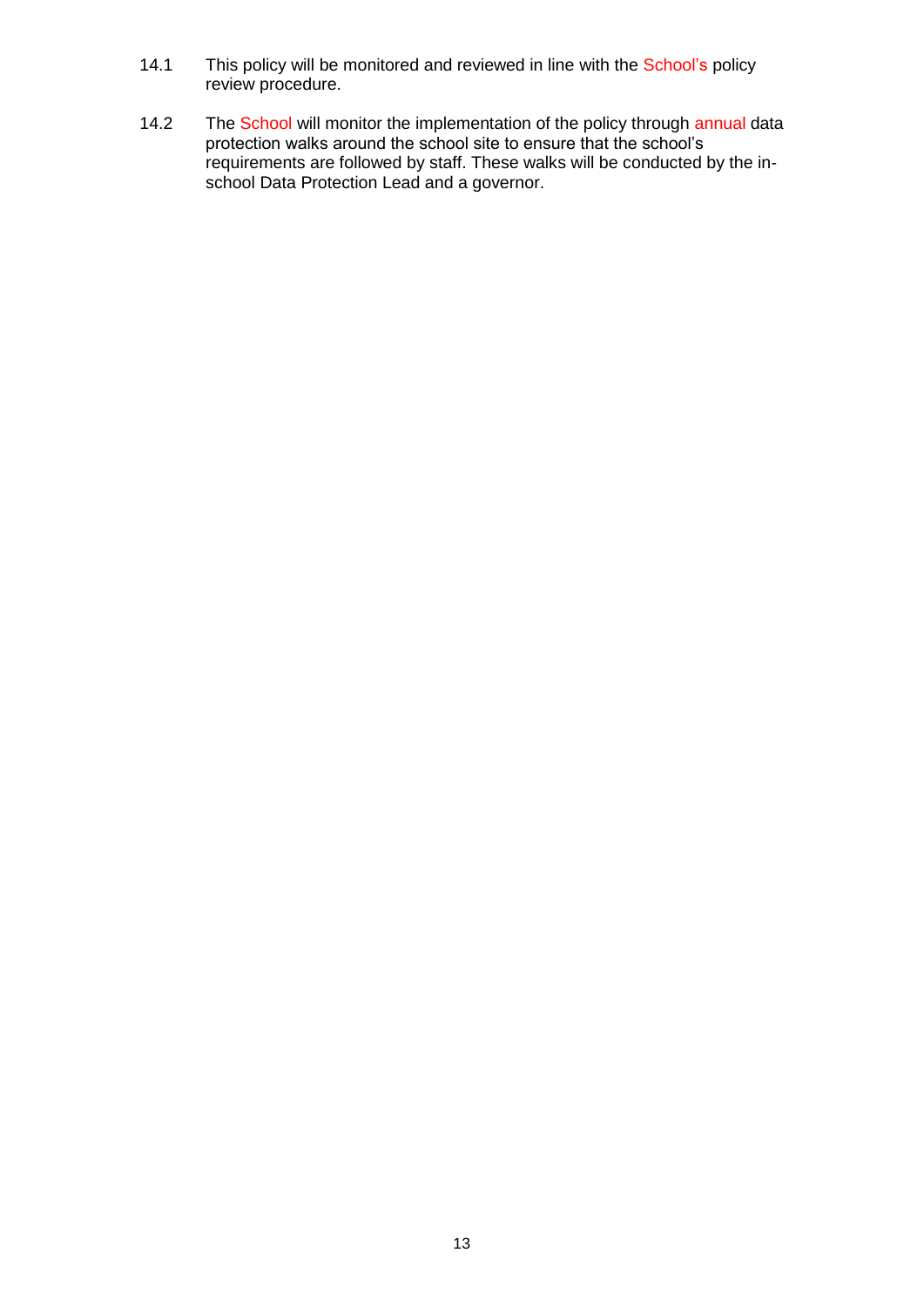14.1 This policy will be monitored and reviewed in line with the School's policy review procedure.

14.2 The School will monitor the implementation of the policy through annual data protection walks around the school site to ensure that the school's requirements are followed by staff. These walks will be conducted by the in-school Data Protection Lead and a governor.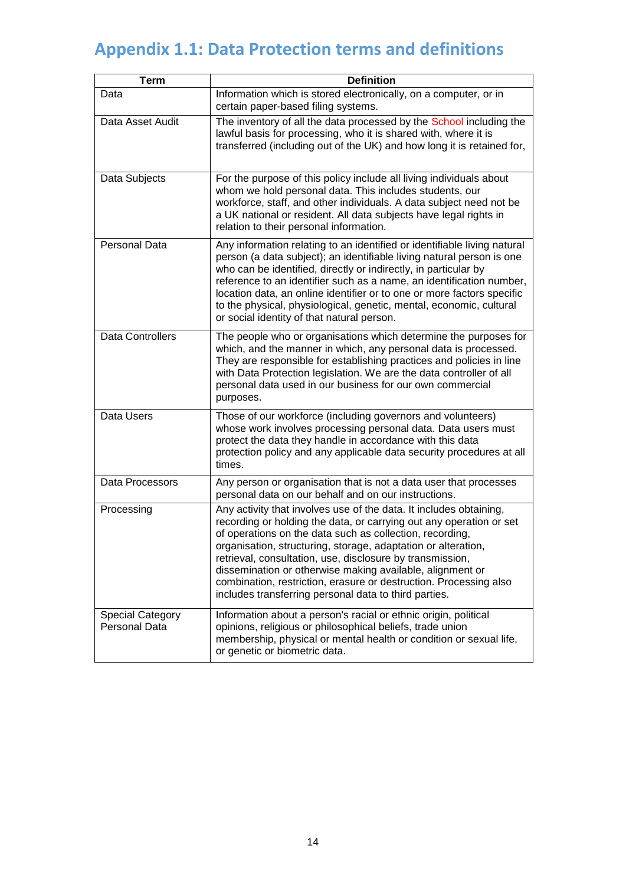# Appendix 1.1: Data Protection terms and definitions

| Term | Definition |
|---|---|
| Data | Information which is stored electronically, on a computer, or in certain paper-based filing systems. |
| Data Asset Audit | The inventory of all the data processed by the School including the lawful basis for processing, who it is shared with, where it is transferred (including out of the UK) and how long it is retained for, |
| Data Subjects | For the purpose of this policy include all living individuals about whom we hold personal data. This includes students, our workforce, staff, and other individuals. A data subject need not be a UK national or resident. All data subjects have legal rights in relation to their personal information. |
| Personal Data | Any information relating to an identified or identifiable living natural person (a data subject); an identifiable living natural person is one who can be identified, directly or indirectly, in particular by reference to an identifier such as a name, an identification number, location data, an online identifier or to one or more factors specific to the physical, physiological, genetic, mental, economic, cultural or social identity of that natural person. |
| Data Controllers | The people who or organisations which determine the purposes for which, and the manner in which, any personal data is processed. They are responsible for establishing practices and policies in line with Data Protection legislation. We are the data controller of all personal data used in our business for our own commercial purposes. |
| Data Users | Those of our workforce (including governors and volunteers) whose work involves processing personal data. Data users must protect the data they handle in accordance with this data protection policy and any applicable data security procedures at all times. |
| Data Processors | Any person or organisation that is not a data user that processes personal data on our behalf and on our instructions. |
| Processing | Any activity that involves use of the data. It includes obtaining, recording or holding the data, or carrying out any operation or set of operations on the data such as collection, recording, organisation, structuring, storage, adaptation or alteration, retrieval, consultation, use, disclosure by transmission, dissemination or otherwise making available, alignment or combination, restriction, erasure or destruction. Processing also includes transferring personal data to third parties. |
| Special Category Personal Data | Information about a person's racial or ethnic origin, political opinions, religious or philosophical beliefs, trade union membership, physical or mental health or condition or sexual life, or genetic or biometric data. |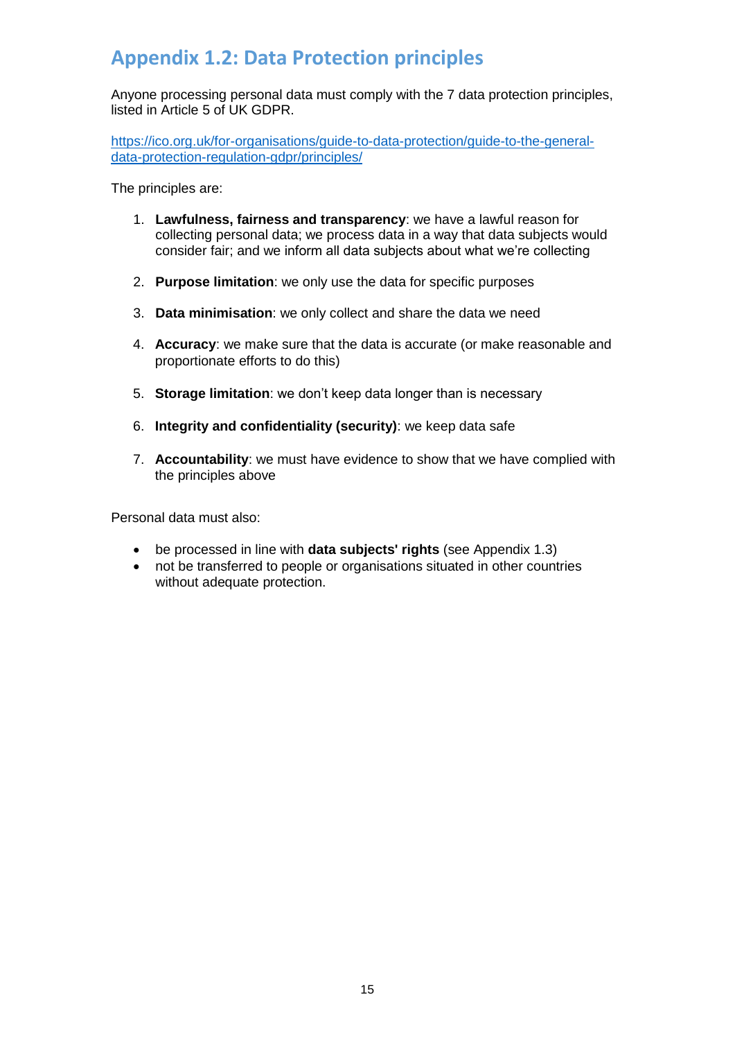## Appendix 1.2: Data Protection principles

Anyone processing personal data must comply with the 7 data protection principles, listed in Article 5 of UK GDPR.

[https://ico.org.uk/for-organisations/guide-to-data-protection/guide-to-the-general-data-protection-regulation-gdpr/principles/](https://ico.org.uk/for-organisations/guide-to-data-protection/guide-to-the-general-data-protection-regulation-gdpr/principles/)

The principles are:

1. **Lawfulness, fairness and transparency**: we have a lawful reason for collecting personal data; we process data in a way that data subjects would consider fair; and we inform all data subjects about what we're collecting

2. **Purpose limitation**: we only use the data for specific purposes

3. **Data minimisation**: we only collect and share the data we need

4. **Accuracy**: we make sure that the data is accurate (or make reasonable and proportionate efforts to do this)

5. **Storage limitation**: we don't keep data longer than is necessary

6. **Integrity and confidentiality (security)**: we keep data safe

7. **Accountability**: we must have evidence to show that we have complied with the principles above

Personal data must also:

- be processed in line with **data subjects' rights** (see Appendix 1.3)
- not be transferred to people or organisations situated in other countries without adequate protection.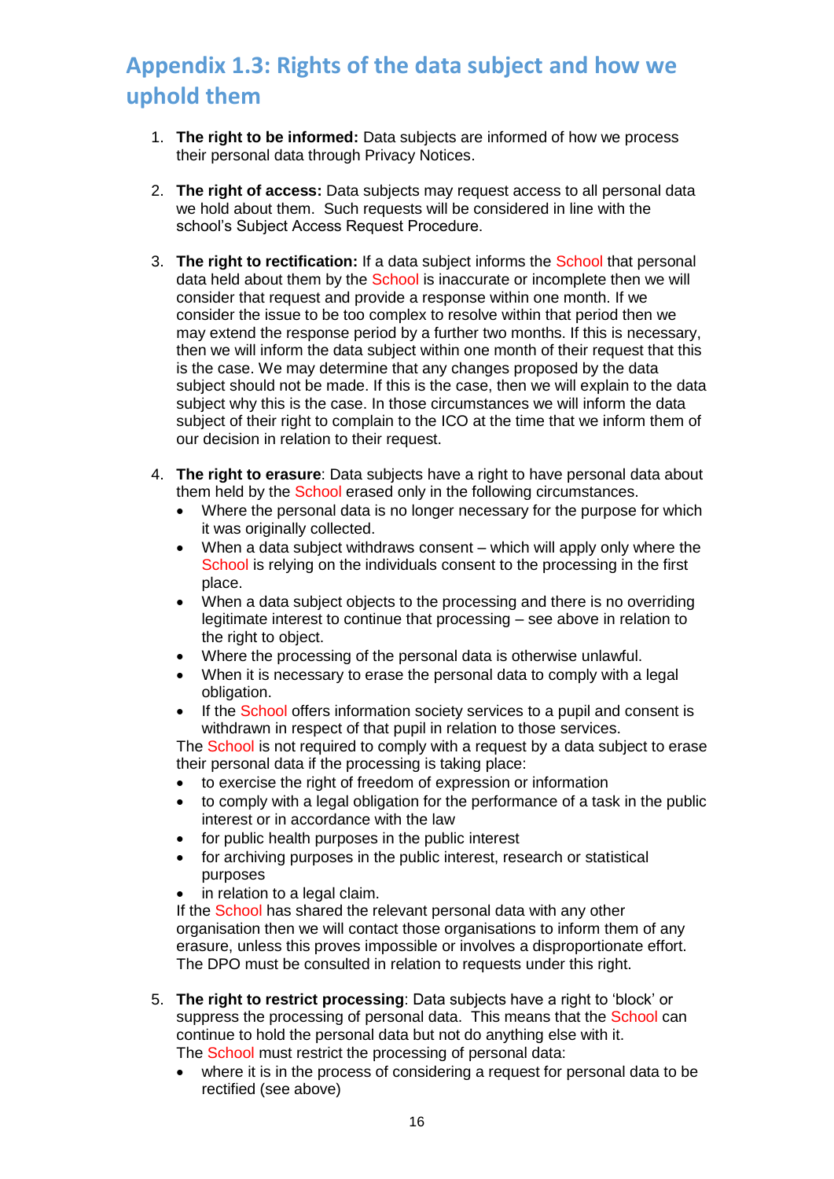## Appendix 1.3: Rights of the data subject and how we uphold them

1. **The right to be informed:** Data subjects are informed of how we process their personal data through Privacy Notices.

2. **The right of access:** Data subjects may request access to all personal data we hold about them. Such requests will be considered in line with the school's Subject Access Request Procedure.

3. **The right to rectification:** If a data subject informs the School that personal data held about them by the School is inaccurate or incomplete then we will consider that request and provide a response within one month. If we consider the issue to be too complex to resolve within that period then we may extend the response period by a further two months. If this is necessary, then we will inform the data subject within one month of their request that this is the case. We may determine that any changes proposed by the data subject should not be made. If this is the case, then we will explain to the data subject why this is the case. In those circumstances we will inform the data subject of their right to complain to the ICO at the time that we inform them of our decision in relation to their request.

4. **The right to erasure**: Data subjects have a right to have personal data about them held by the School erased only in the following circumstances.
   - Where the personal data is no longer necessary for the purpose for which it was originally collected.
   - When a data subject withdraws consent – which will apply only where the School is relying on the individuals consent to the processing in the first place.
   - When a data subject objects to the processing and there is no overriding legitimate interest to continue that processing – see above in relation to the right to object.
   - Where the processing of the personal data is otherwise unlawful.
   - When it is necessary to erase the personal data to comply with a legal obligation.
   - If the School offers information society services to a pupil and consent is withdrawn in respect of that pupil in relation to those services.

   The School is not required to comply with a request by a data subject to erase their personal data if the processing is taking place:
   - to exercise the right of freedom of expression or information
   - to comply with a legal obligation for the performance of a task in the public interest or in accordance with the law
   - for public health purposes in the public interest
   - for archiving purposes in the public interest, research or statistical purposes
   - in relation to a legal claim.

   If the School has shared the relevant personal data with any other organisation then we will contact those organisations to inform them of any erasure, unless this proves impossible or involves a disproportionate effort. The DPO must be consulted in relation to requests under this right.

5. **The right to restrict processing**: Data subjects have a right to 'block' or suppress the processing of personal data. This means that the School can continue to hold the personal data but not do anything else with it.
   The School must restrict the processing of personal data:
   - where it is in the process of considering a request for personal data to be rectified (see above)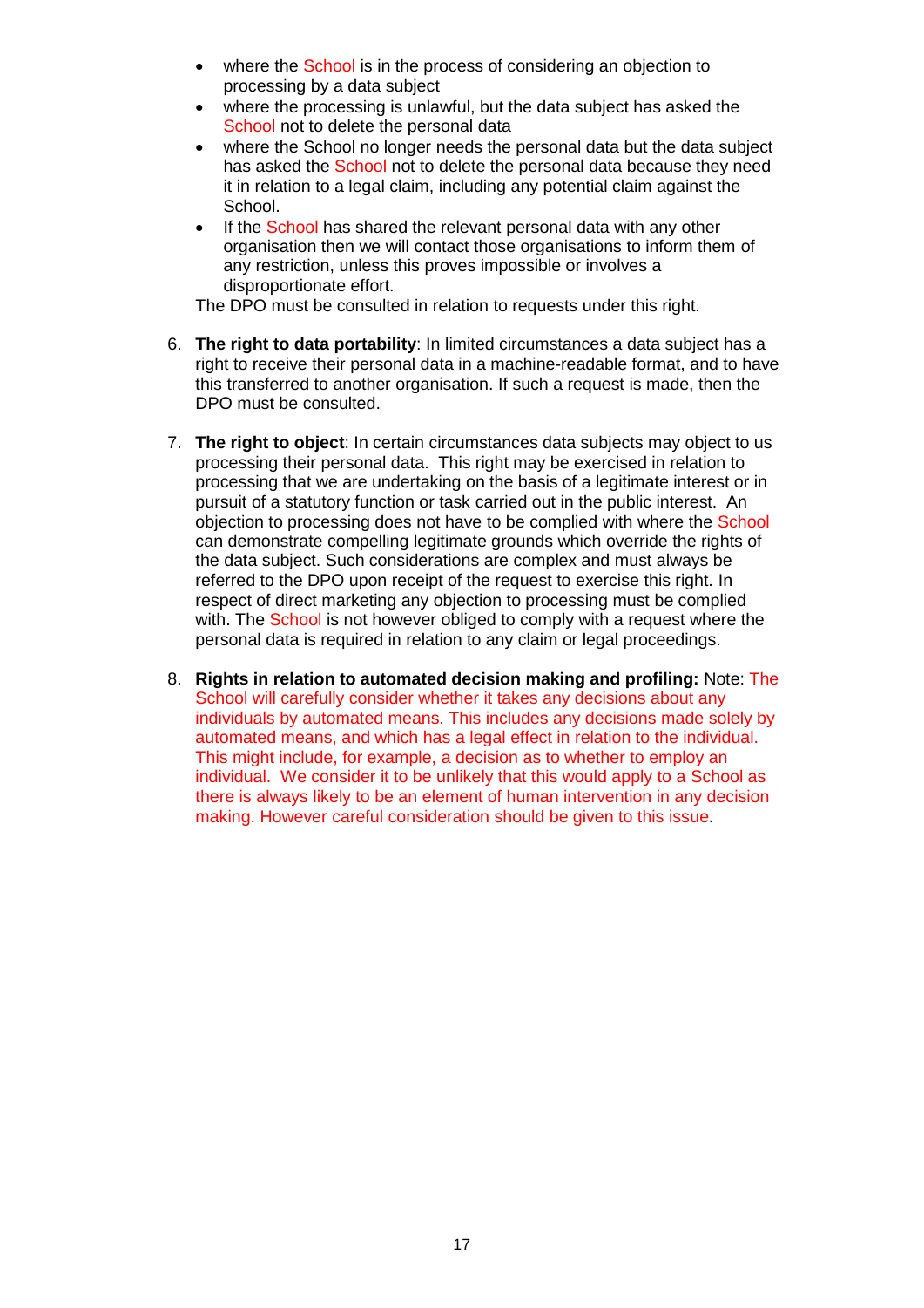- where the School is in the process of considering an objection to processing by a data subject
- where the processing is unlawful, but the data subject has asked the School not to delete the personal data
- where the School no longer needs the personal data but the data subject has asked the School not to delete the personal data because they need it in relation to a legal claim, including any potential claim against the School.
- If the School has shared the relevant personal data with any other organisation then we will contact those organisations to inform them of any restriction, unless this proves impossible or involves a disproportionate effort.

The DPO must be consulted in relation to requests under this right.

6. **The right to data portability**: In limited circumstances a data subject has a right to receive their personal data in a machine-readable format, and to have this transferred to another organisation. If such a request is made, then the DPO must be consulted.

7. **The right to object**: In certain circumstances data subjects may object to us processing their personal data. This right may be exercised in relation to processing that we are undertaking on the basis of a legitimate interest or in pursuit of a statutory function or task carried out in the public interest. An objection to processing does not have to be complied with where the School can demonstrate compelling legitimate grounds which override the rights of the data subject. Such considerations are complex and must always be referred to the DPO upon receipt of the request to exercise this right. In respect of direct marketing any objection to processing must be complied with. The School is not however obliged to comply with a request where the personal data is required in relation to any claim or legal proceedings.

8. **Rights in relation to automated decision making and profiling:** Note: The School will carefully consider whether it takes any decisions about any individuals by automated means. This includes any decisions made solely by automated means, and which has a legal effect in relation to the individual. This might include, for example, a decision as to whether to employ an individual. We consider it to be unlikely that this would apply to a School as there is always likely to be an element of human intervention in any decision making. However careful consideration should be given to this issue.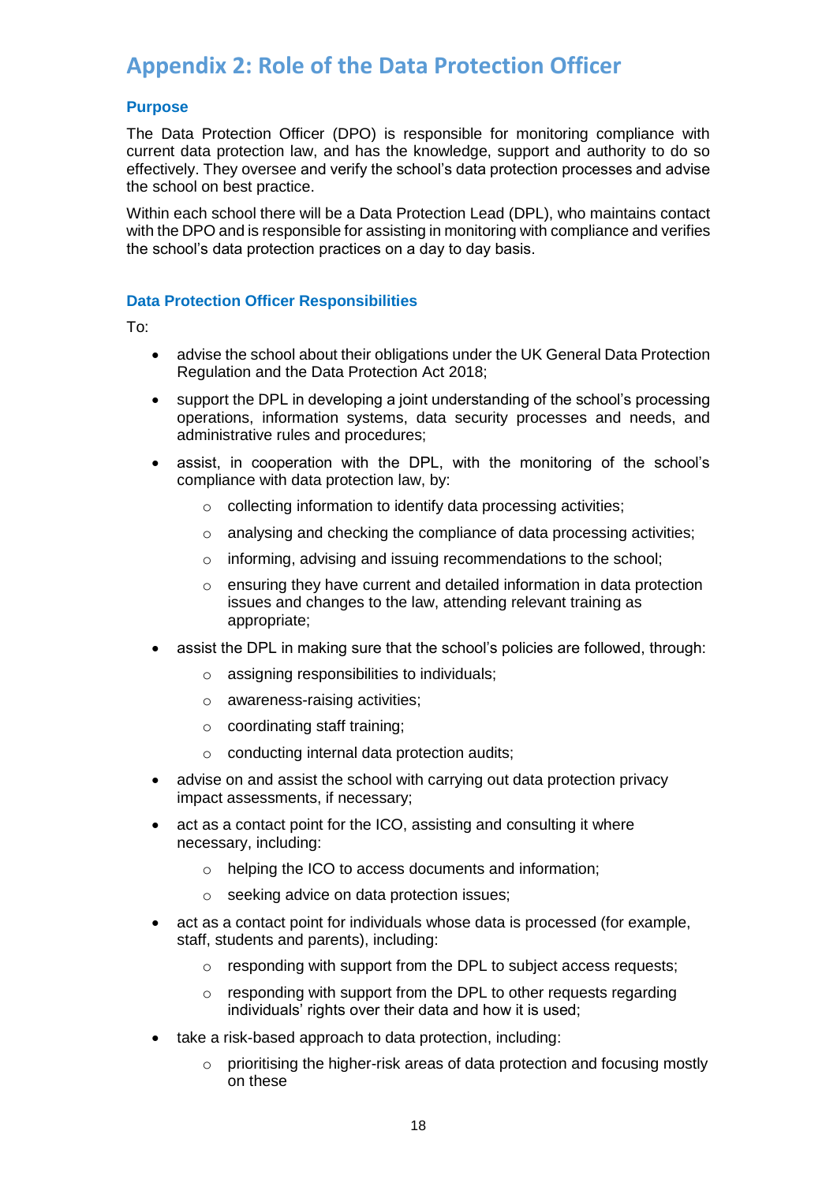# Appendix 2: Role of the Data Protection Officer

### Purpose

The Data Protection Officer (DPO) is responsible for monitoring compliance with current data protection law, and has the knowledge, support and authority to do so effectively. They oversee and verify the school's data protection processes and advise the school on best practice.

Within each school there will be a Data Protection Lead (DPL), who maintains contact with the DPO and is responsible for assisting in monitoring with compliance and verifies the school's data protection practices on a day to day basis.

### Data Protection Officer Responsibilities

To:

- advise the school about their obligations under the UK General Data Protection Regulation and the Data Protection Act 2018;
- support the DPL in developing a joint understanding of the school's processing operations, information systems, data security processes and needs, and administrative rules and procedures;
- assist, in cooperation with the DPL, with the monitoring of the school's compliance with data protection law, by:
  - collecting information to identify data processing activities;
  - analysing and checking the compliance of data processing activities;
  - informing, advising and issuing recommendations to the school;
  - ensuring they have current and detailed information in data protection issues and changes to the law, attending relevant training as appropriate;
- assist the DPL in making sure that the school's policies are followed, through:
  - assigning responsibilities to individuals;
  - awareness-raising activities;
  - coordinating staff training;
  - conducting internal data protection audits;
- advise on and assist the school with carrying out data protection privacy impact assessments, if necessary;
- act as a contact point for the ICO, assisting and consulting it where necessary, including:
  - helping the ICO to access documents and information;
  - seeking advice on data protection issues;
- act as a contact point for individuals whose data is processed (for example, staff, students and parents), including:
  - responding with support from the DPL to subject access requests;
  - responding with support from the DPL to other requests regarding individuals' rights over their data and how it is used;
- take a risk-based approach to data protection, including:
  - prioritising the higher-risk areas of data protection and focusing mostly on these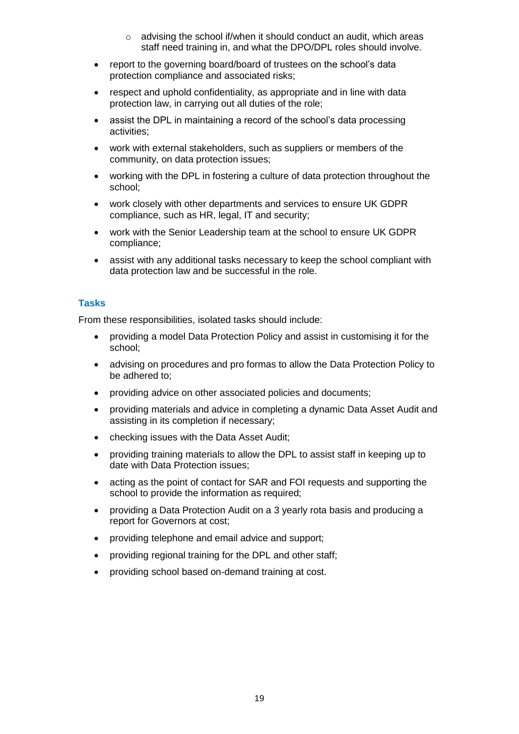- advising the school if/when it should conduct an audit, which areas staff need training in, and what the DPO/DPL roles should involve.

- report to the governing board/board of trustees on the school's data protection compliance and associated risks;
- respect and uphold confidentiality, as appropriate and in line with data protection law, in carrying out all duties of the role;
- assist the DPL in maintaining a record of the school's data processing activities;
- work with external stakeholders, such as suppliers or members of the community, on data protection issues;
- working with the DPL in fostering a culture of data protection throughout the school;
- work closely with other departments and services to ensure UK GDPR compliance, such as HR, legal, IT and security;
- work with the Senior Leadership team at the school to ensure UK GDPR compliance;
- assist with any additional tasks necessary to keep the school compliant with data protection law and be successful in the role.

### Tasks

From these responsibilities, isolated tasks should include:

- providing a model Data Protection Policy and assist in customising it for the school;
- advising on procedures and pro formas to allow the Data Protection Policy to be adhered to;
- providing advice on other associated policies and documents;
- providing materials and advice in completing a dynamic Data Asset Audit and assisting in its completion if necessary;
- checking issues with the Data Asset Audit;
- providing training materials to allow the DPL to assist staff in keeping up to date with Data Protection issues;
- acting as the point of contact for SAR and FOI requests and supporting the school to provide the information as required;
- providing a Data Protection Audit on a 3 yearly rota basis and producing a report for Governors at cost;
- providing telephone and email advice and support;
- providing regional training for the DPL and other staff;
- providing school based on-demand training at cost.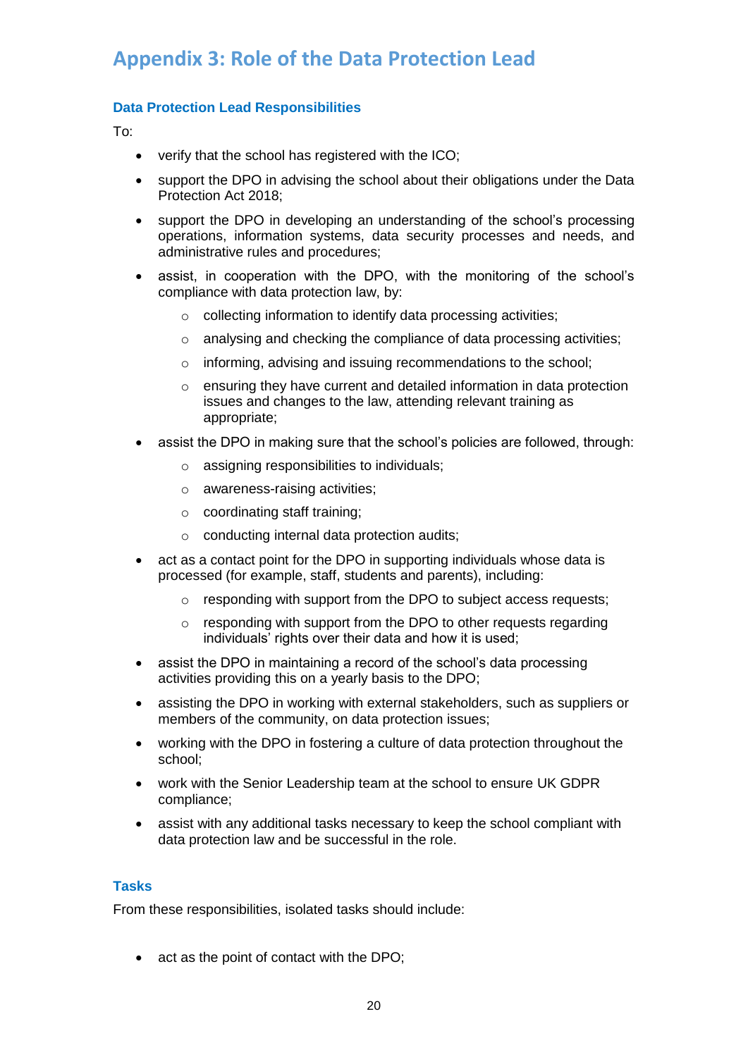## Appendix 3: Role of the Data Protection Lead

### Data Protection Lead Responsibilities

To:

- verify that the school has registered with the ICO;
- support the DPO in advising the school about their obligations under the Data Protection Act 2018;
- support the DPO in developing an understanding of the school's processing operations, information systems, data security processes and needs, and administrative rules and procedures;
- assist, in cooperation with the DPO, with the monitoring of the school's compliance with data protection law, by:
  - collecting information to identify data processing activities;
  - analysing and checking the compliance of data processing activities;
  - informing, advising and issuing recommendations to the school;
  - ensuring they have current and detailed information in data protection issues and changes to the law, attending relevant training as appropriate;
- assist the DPO in making sure that the school's policies are followed, through:
  - assigning responsibilities to individuals;
  - awareness-raising activities;
  - coordinating staff training;
  - conducting internal data protection audits;
- act as a contact point for the DPO in supporting individuals whose data is processed (for example, staff, students and parents), including:
  - responding with support from the DPO to subject access requests;
  - responding with support from the DPO to other requests regarding individuals' rights over their data and how it is used;
- assist the DPO in maintaining a record of the school's data processing activities providing this on a yearly basis to the DPO;
- assisting the DPO in working with external stakeholders, such as suppliers or members of the community, on data protection issues;
- working with the DPO in fostering a culture of data protection throughout the school;
- work with the Senior Leadership team at the school to ensure UK GDPR compliance;
- assist with any additional tasks necessary to keep the school compliant with data protection law and be successful in the role.

### Tasks

From these responsibilities, isolated tasks should include:

- act as the point of contact with the DPO;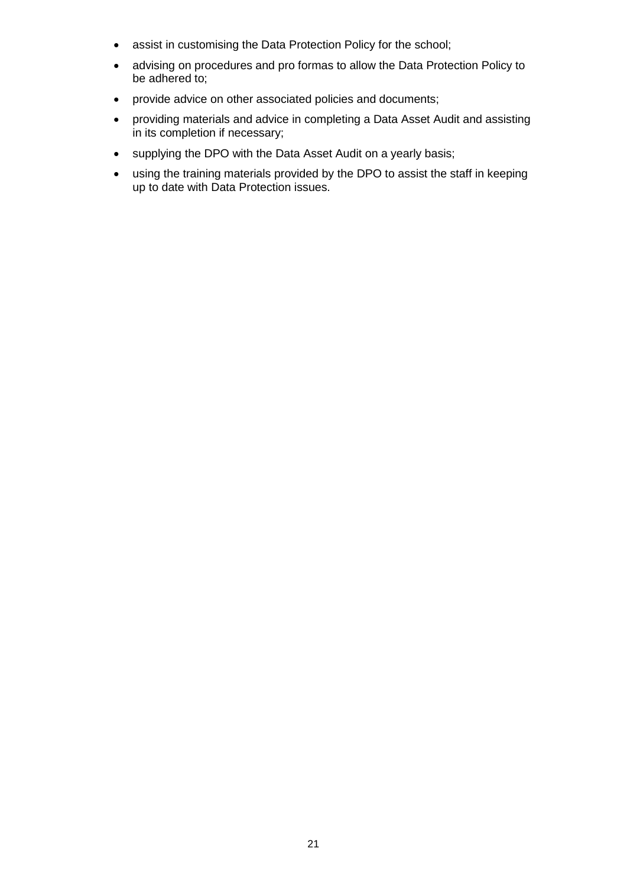- assist in customising the Data Protection Policy for the school;
- advising on procedures and pro formas to allow the Data Protection Policy to be adhered to;
- provide advice on other associated policies and documents;
- providing materials and advice in completing a Data Asset Audit and assisting in its completion if necessary;
- supplying the DPO with the Data Asset Audit on a yearly basis;
- using the training materials provided by the DPO to assist the staff in keeping up to date with Data Protection issues.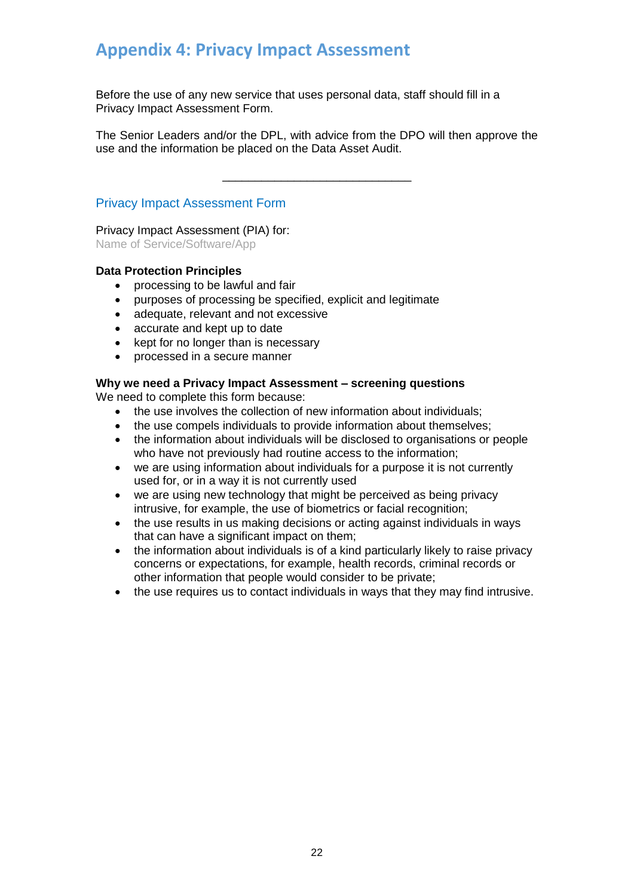# Appendix 4: Privacy Impact Assessment

Before the use of any new service that uses personal data, staff should fill in a Privacy Impact Assessment Form.

The Senior Leaders and/or the DPL, with advice from the DPO will then approve the use and the information be placed on the Data Asset Audit.

---

## Privacy Impact Assessment Form

Privacy Impact Assessment (PIA) for:
Name of Service/Software/App

**Data Protection Principles**

- processing to be lawful and fair
- purposes of processing be specified, explicit and legitimate
- adequate, relevant and not excessive
- accurate and kept up to date
- kept for no longer than is necessary
- processed in a secure manner

**Why we need a Privacy Impact Assessment – screening questions**
We need to complete this form because:

- the use involves the collection of new information about individuals;
- the use compels individuals to provide information about themselves;
- the information about individuals will be disclosed to organisations or people who have not previously had routine access to the information;
- we are using information about individuals for a purpose it is not currently used for, or in a way it is not currently used
- we are using new technology that might be perceived as being privacy intrusive, for example, the use of biometrics or facial recognition;
- the use results in us making decisions or acting against individuals in ways that can have a significant impact on them;
- the information about individuals is of a kind particularly likely to raise privacy concerns or expectations, for example, health records, criminal records or other information that people would consider to be private;
- the use requires us to contact individuals in ways that they may find intrusive.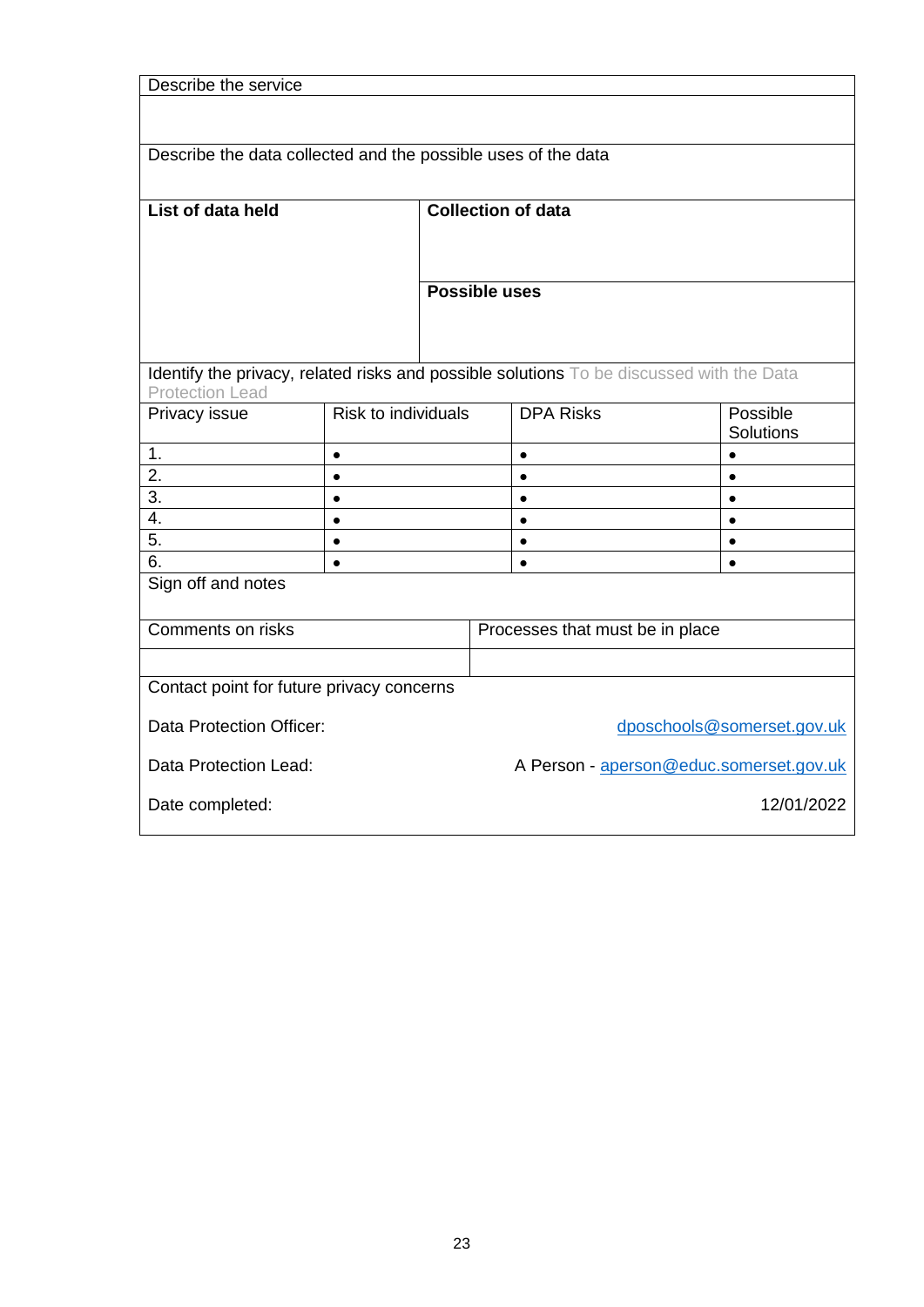| Describe the service |
|---|
| |

| Describe the data collected and the possible uses of the data | |
|---|---|
| **List of data held** | **Collection of data** |
| | **Possible uses** |

Identify the privacy, related risks and possible solutions To be discussed with the Data Protection Lead

| Privacy issue | Risk to individuals | DPA Risks | Possible Solutions |
|---|---|---|---|
| 1. | • | • | • |
| 2. | • | • | • |
| 3. | • | • | • |
| 4. | • | • | • |
| 5. | • | • | • |
| 6. | • | • | • |

Sign off and notes

| Comments on risks | Processes that must be in place |
|---|---|
| | |

Contact point for future privacy concerns

Data Protection Officer: dposchools@somerset.gov.uk

Data Protection Lead: A Person - aperson@educ.somerset.gov.uk

Date completed: 12/01/2022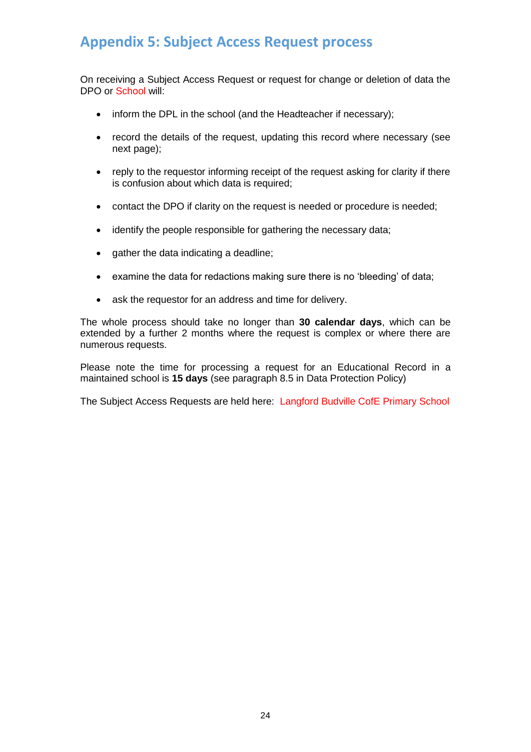## Appendix 5: Subject Access Request process

On receiving a Subject Access Request or request for change or deletion of data the DPO or School will:

- inform the DPL in the school (and the Headteacher if necessary);
- record the details of the request, updating this record where necessary (see next page);
- reply to the requestor informing receipt of the request asking for clarity if there is confusion about which data is required;
- contact the DPO if clarity on the request is needed or procedure is needed;
- identify the people responsible for gathering the necessary data;
- gather the data indicating a deadline;
- examine the data for redactions making sure there is no 'bleeding' of data;
- ask the requestor for an address and time for delivery.

The whole process should take no longer than **30 calendar days**, which can be extended by a further 2 months where the request is complex or where there are numerous requests.

Please note the time for processing a request for an Educational Record in a maintained school is **15 days** (see paragraph 8.5 in Data Protection Policy)

The Subject Access Requests are held here: Langford Budville CofE Primary School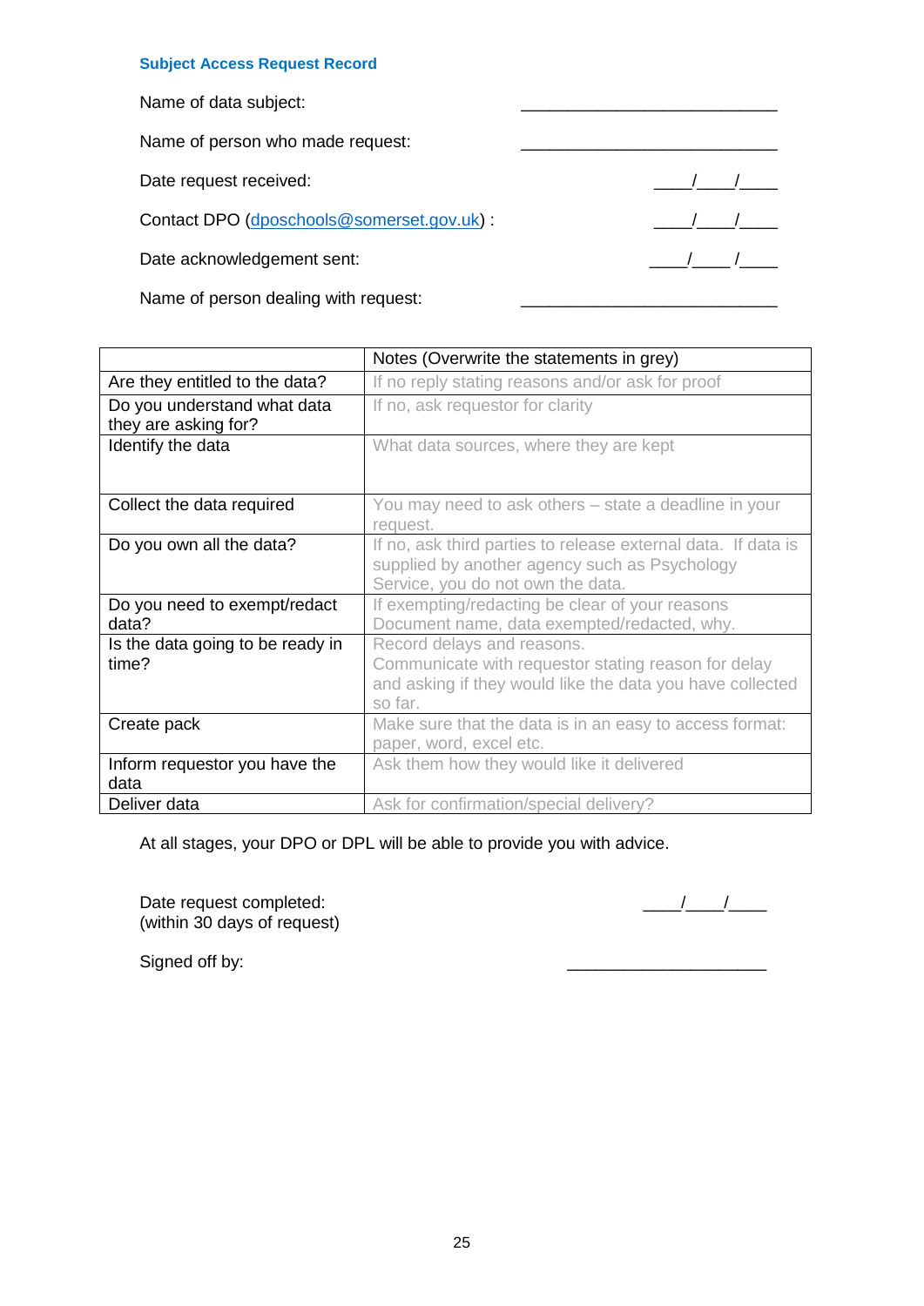### Subject Access Request Record

Name of data subject: ____________________________

Name of person who made request: ____________________________

Date request received: ____/____/____

Contact DPO (dposchools@somerset.gov.uk) : ____/____/____

Date acknowledgement sent: ____/____ /____

Name of person dealing with request: ____________________________

| | Notes (Overwrite the statements in grey) |
|---|---|
| Are they entitled to the data? | If no reply stating reasons and/or ask for proof |
| Do you understand what data they are asking for? | If no, ask requestor for clarity |
| Identify the data | What data sources, where they are kept |
| Collect the data required | You may need to ask others – state a deadline in your request. |
| Do you own all the data? | If no, ask third parties to release external data. If data is supplied by another agency such as Psychology Service, you do not own the data. |
| Do you need to exempt/redact data? | If exempting/redacting be clear of your reasons Document name, data exempted/redacted, why. |
| Is the data going to be ready in time? | Record delays and reasons. Communicate with requestor stating reason for delay and asking if they would like the data you have collected so far. |
| Create pack | Make sure that the data is in an easy to access format: paper, word, excel etc. |
| Inform requestor you have the data | Ask them how they would like it delivered |
| Deliver data | Ask for confirmation/special delivery? |

At all stages, your DPO or DPL will be able to provide you with advice.

Date request completed: ____/____/____
(within 30 days of request)

Signed off by: ______________________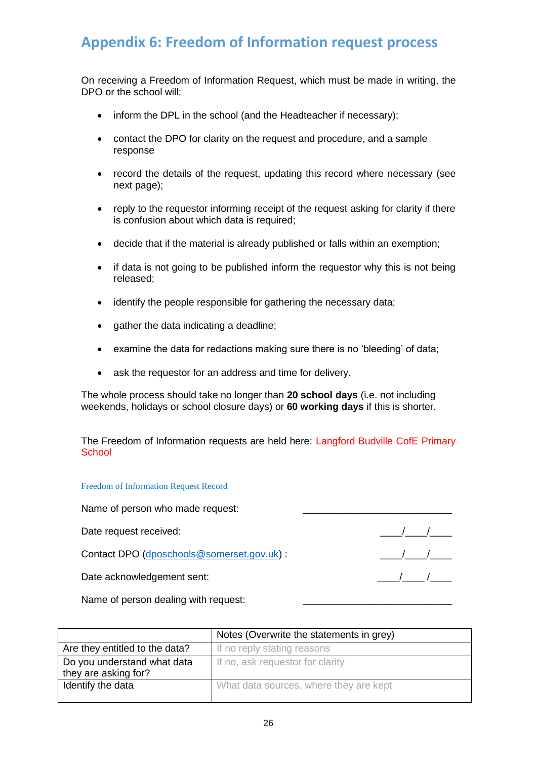## Appendix 6: Freedom of Information request process

On receiving a Freedom of Information Request, which must be made in writing, the DPO or the school will:

- inform the DPL in the school (and the Headteacher if necessary);
- contact the DPO for clarity on the request and procedure, and a sample response
- record the details of the request, updating this record where necessary (see next page);
- reply to the requestor informing receipt of the request asking for clarity if there is confusion about which data is required;
- decide that if the material is already published or falls within an exemption;
- if data is not going to be published inform the requestor why this is not being released;
- identify the people responsible for gathering the necessary data;
- gather the data indicating a deadline;
- examine the data for redactions making sure there is no 'bleeding' of data;
- ask the requestor for an address and time for delivery.

The whole process should take no longer than **20 school days** (i.e. not including weekends, holidays or school closure days) or **60 working days** if this is shorter.

The Freedom of Information requests are held here: Langford Budville CofE Primary School

Freedom of Information Request Record

Name of person who made request: ____________________________

Date request received: ____/____/____

Contact DPO (dposchools@somerset.gov.uk) : ____/____/____

Date acknowledgement sent: ____/____/____

Name of person dealing with request: ____________________________

| | Notes (Overwrite the statements in grey) |
|---|---|
| Are they entitled to the data? | If no reply stating reasons |
| Do you understand what data they are asking for? | If no, ask requestor for clarity |
| Identify the data | What data sources, where they are kept |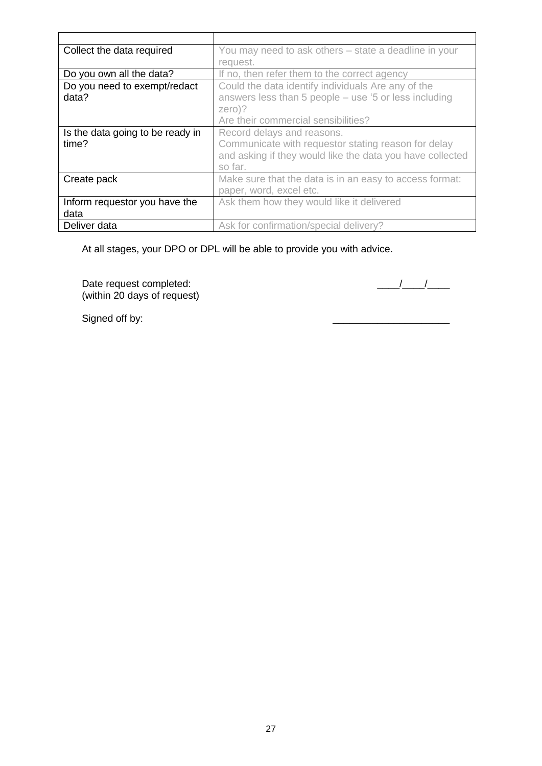| | |
|---|---|
| Collect the data required | You may need to ask others – state a deadline in your request. |
| Do you own all the data? | If no, then refer them to the correct agency |
| Do you need to exempt/redact data? | Could the data identify individuals Are any of the answers less than 5 people – use '5 or less including zero)?<br>Are their commercial sensibilities? |
| Is the data going to be ready in time? | Record delays and reasons.<br>Communicate with requestor stating reason for delay and asking if they would like the data you have collected so far. |
| Create pack | Make sure that the data is in an easy to access format: paper, word, excel etc. |
| Inform requestor you have the data | Ask them how they would like it delivered |
| Deliver data | Ask for confirmation/special delivery? |

At all stages, your DPO or DPL will be able to provide you with advice.

Date request completed: ____/____/____
(within 20 days of request)

Signed off by: _____________________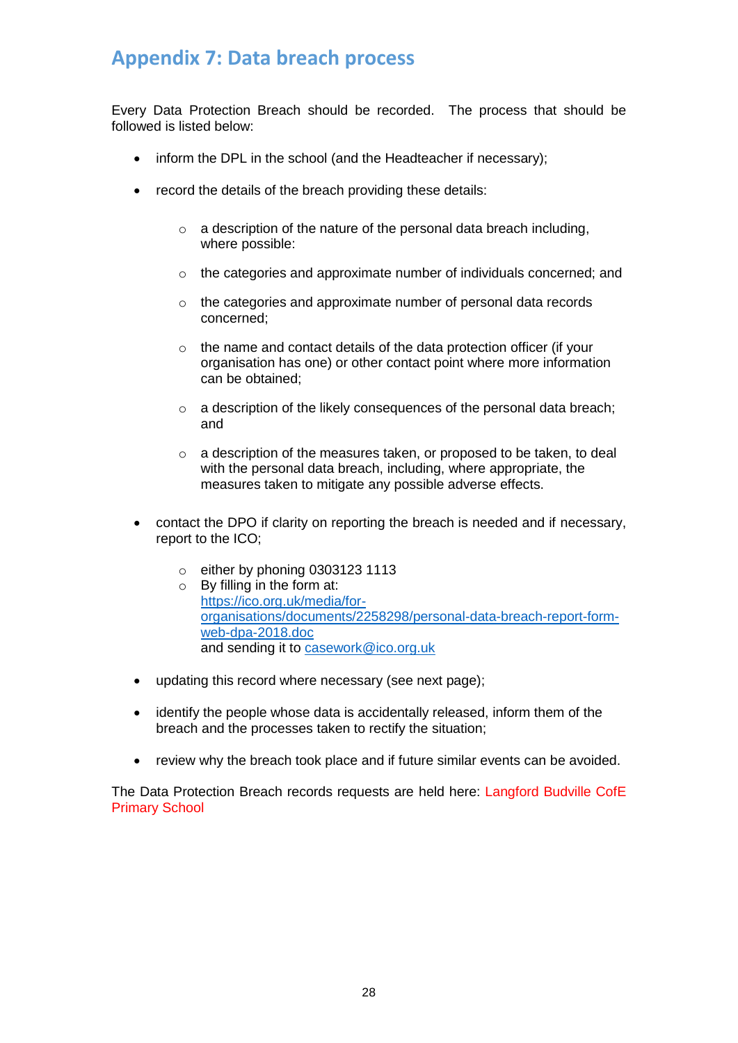## Appendix 7: Data breach process

Every Data Protection Breach should be recorded. The process that should be followed is listed below:

- inform the DPL in the school (and the Headteacher if necessary);
- record the details of the breach providing these details:
    - a description of the nature of the personal data breach including, where possible:
    - the categories and approximate number of individuals concerned; and
    - the categories and approximate number of personal data records concerned;
    - the name and contact details of the data protection officer (if your organisation has one) or other contact point where more information can be obtained;
    - a description of the likely consequences of the personal data breach; and
    - a description of the measures taken, or proposed to be taken, to deal with the personal data breach, including, where appropriate, the measures taken to mitigate any possible adverse effects.
- contact the DPO if clarity on reporting the breach is needed and if necessary, report to the ICO;
    - either by phoning 0303123 1113
    - By filling in the form at: [https://ico.org.uk/media/for-organisations/documents/2258298/personal-data-breach-report-form-web-dpa-2018.doc](https://ico.org.uk/media/for-organisations/documents/2258298/personal-data-breach-report-form-web-dpa-2018.doc) and sending it to [casework@ico.org.uk](mailto:casework@ico.org.uk)
- updating this record where necessary (see next page);
- identify the people whose data is accidentally released, inform them of the breach and the processes taken to rectify the situation;
- review why the breach took place and if future similar events can be avoided.

The Data Protection Breach records requests are held here: Langford Budville CofE Primary School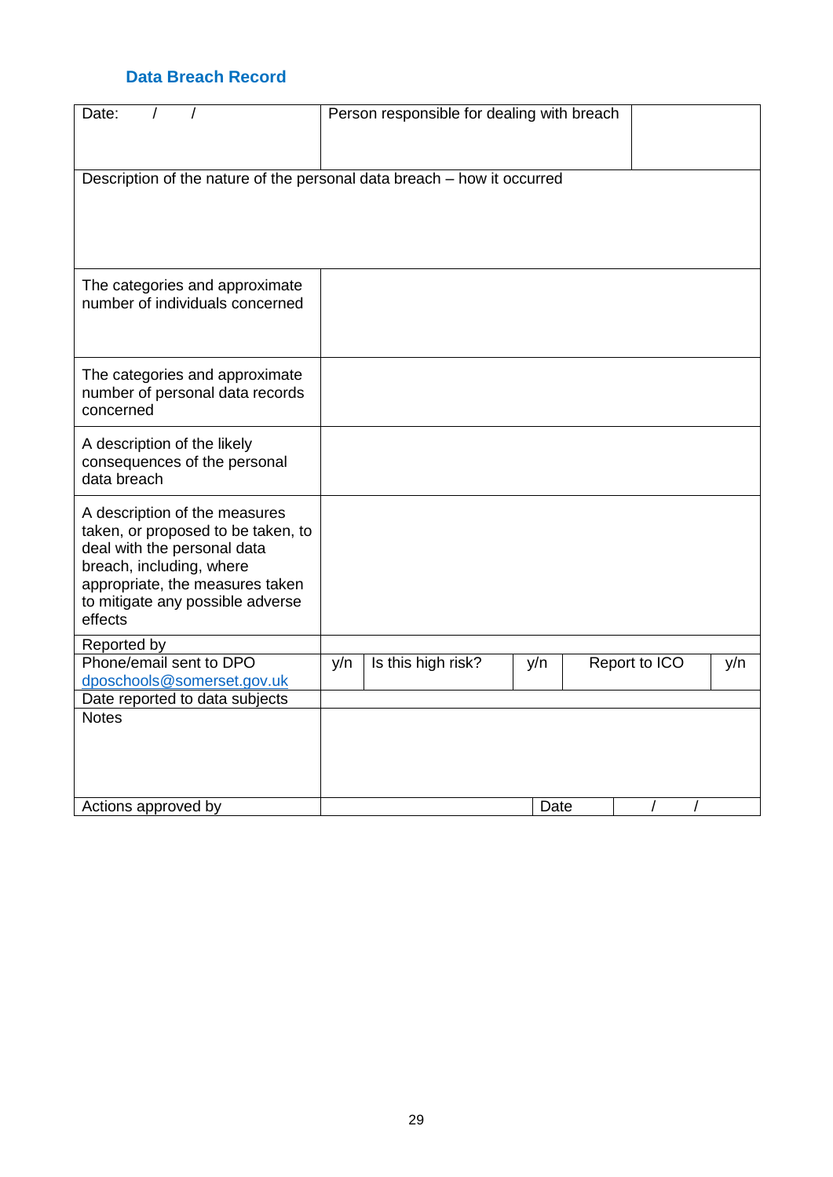### Data Breach Record

| | | | | | | |
|---|---|---|---|---|---|---|
| Date: / / | Person responsible for dealing with breach | | | | | |
| Description of the nature of the personal data breach – how it occurred | | | | | | |
| The categories and approximate number of individuals concerned | | | | | | |
| The categories and approximate number of personal data records concerned | | | | | | |
| A description of the likely consequences of the personal data breach | | | | | | |
| A description of the measures taken, or proposed to be taken, to deal with the personal data breach, including, where appropriate, the measures taken to mitigate any possible adverse effects | | | | | | |
| Reported by | | | | | | |
| Phone/email sent to DPO dposchools@somerset.gov.uk | y/n | Is this high risk? | y/n | Report to ICO | y/n | |
| Date reported to data subjects | | | | | | |
| Notes | | | | | | |
| Actions approved by | | Date | / / | | | |